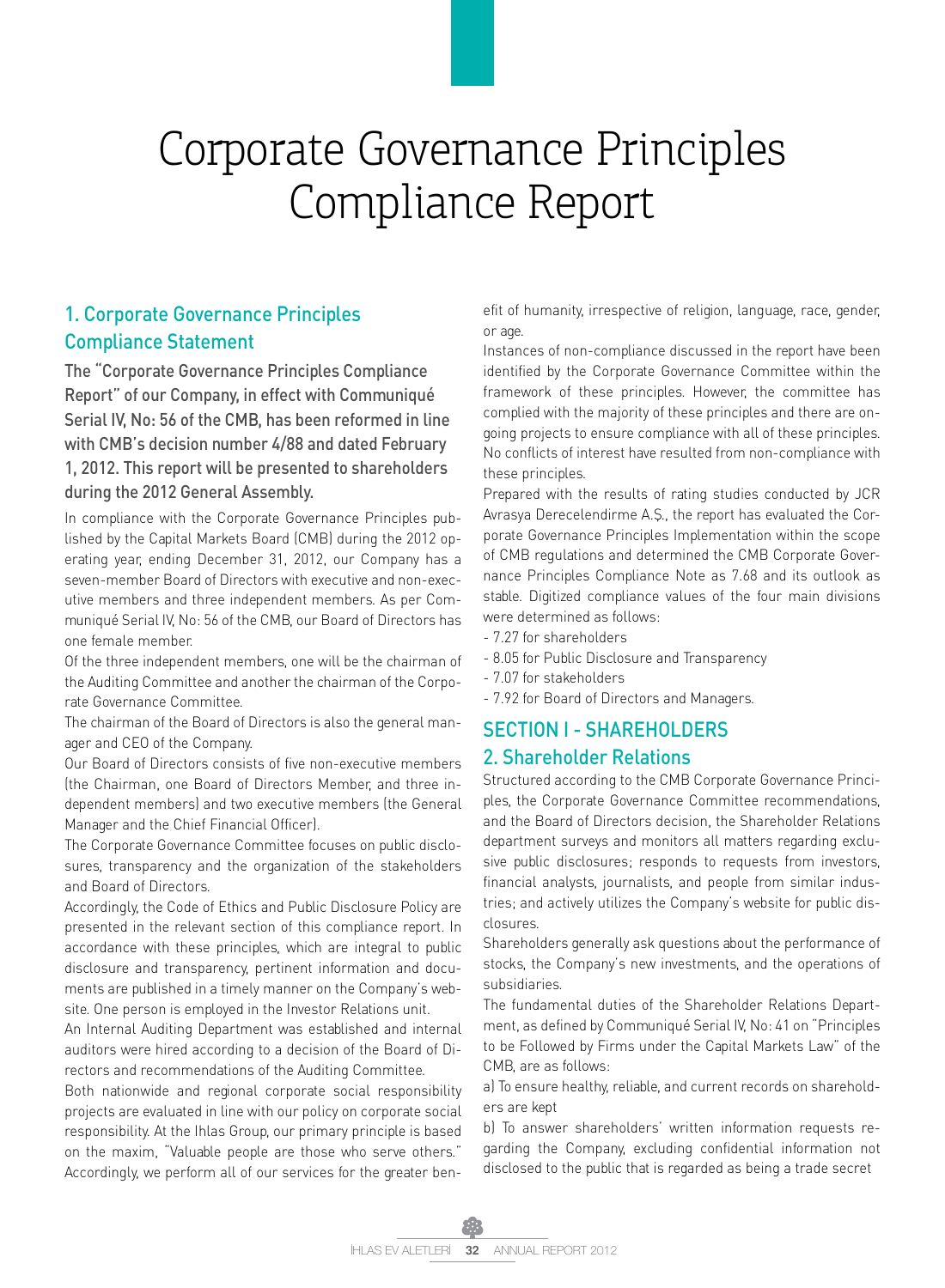# Corporate Governance Principles Compliance Report

## 1. Corporate Governance Principles Compliance Statement

**The "Corporate Governance Principles Compliance Report" of our Company, in effect with Communiqué Serial IV, No: 56 of the CMB, has been reformed in line with CMB's decision number 4/88 and dated February 1, 2012. This report will be presented to shareholders during the 2012 General Assembly.**

In compliance with the Corporate Governance Principles published by the Capital Markets Board (CMB) during the 2012 operating year, ending December 31, 2012, our Company has a seven-member Board of Directors with executive and non-executive members and three independent members. As per Communiqué Serial IV, No: 56 of the CMB, our Board of Directors has one female member.

Of the three independent members, one will be the chairman of the Auditing Committee and another the chairman of the Corporate Governance Committee.

The chairman of the Board of Directors is also the general manager and CEO of the Company.

Our Board of Directors consists of five non-executive members (the Chairman, one Board of Directors Member, and three independent members) and two executive members (the General Manager and the Chief Financial Officer).

The Corporate Governance Committee focuses on public disclosures, transparency and the organization of the stakeholders and Board of Directors.

Accordingly, the Code of Ethics and Public Disclosure Policy are presented in the relevant section of this compliance report. In accordance with these principles, which are integral to public disclosure and transparency, pertinent information and documents are published in a timely manner on the Company's website. One person is employed in the Investor Relations unit.

An Internal Auditing Department was established and internal auditors were hired according to a decision of the Board of Directors and recommendations of the Auditing Committee.

Both nationwide and regional corporate social responsibility projects are evaluated in line with our policy on corporate social responsibility. At the Ihlas Group, our primary principle is based on the maxim, "Valuable people are those who serve others." Accordingly, we perform all of our services for the greater benefit of humanity, irrespective of religion, language, race, gender, or age.

Instances of non-compliance discussed in the report have been identified by the Corporate Governance Committee within the framework of these principles. However, the committee has complied with the majority of these principles and there are ongoing projects to ensure compliance with all of these principles. No conflicts of interest have resulted from non-compliance with these principles.

Prepared with the results of rating studies conducted by JCR Avrasya Derecelendirme A.Ş., the report has evaluated the Corporate Governance Principles Implementation within the scope of CMB regulations and determined the CMB Corporate Governance Principles Compliance Note as 7.68 and its outlook as stable. Digitized compliance values of the four main divisions were determined as follows:

- 7.27 for shareholders
- 8.05 for Public Disclosure and Transparency
- 7.07 for stakeholders
- 7.92 for Board of Directors and Managers.

## SECTION I - SHAREHOLDERS

## 2. Shareholder Relations

Structured according to the CMB Corporate Governance Principles, the Corporate Governance Committee recommendations, and the Board of Directors decision, the Shareholder Relations department surveys and monitors all matters regarding exclusive public disclosures; responds to requests from investors, financial analysts, journalists, and people from similar industries; and actively utilizes the Company's website for public disclosures.

Shareholders generally ask questions about the performance of stocks, the Company's new investments, and the operations of subsidiaries.

The fundamental duties of the Shareholder Relations Department, as defined by Communiqué Serial IV, No: 41 on "Principles to be Followed by Firms under the Capital Markets Law" of the CMB, are as follows:

a) To ensure healthy, reliable, and current records on shareholders are kept

b) To answer shareholders' written information requests regarding the Company, excluding confidential information not disclosed to the public that is regarded as being a trade secret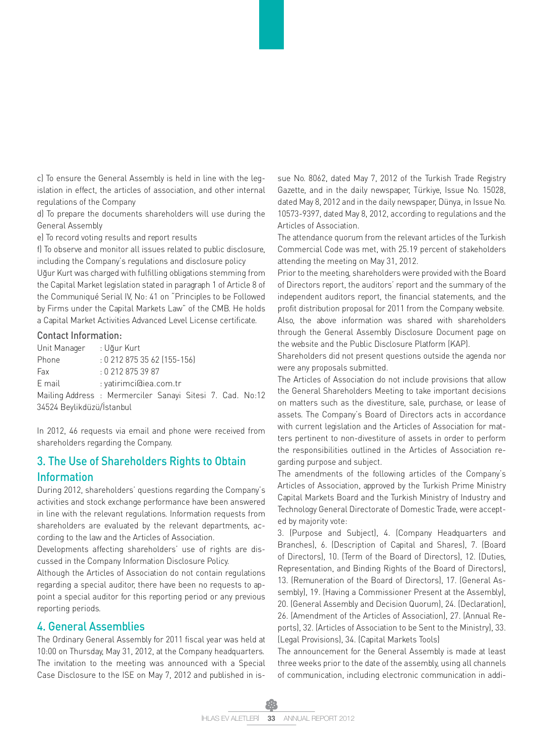c) To ensure the General Assembly is held in line with the legislation in effect, the articles of association, and other internal regulations of the Company

d) To prepare the documents shareholders will use during the General Assembly

e) To record voting results and report results

f) To observe and monitor all issues related to public disclosure, including the Company's regulations and disclosure policy

Uğur Kurt was charged with fulfilling obligations stemming from the Capital Market legislation stated in paragraph 1 of Article 8 of the Communiqué Serial IV, No: 41 on "Principles to be Followed by Firms under the Capital Markets Law" of the CMB. He holds a Capital Market Activities Advanced Level License certificate.

### Contact Information:

Unit Manager : Uğur Kurt
Phone : 0 212 875 35 62 (155-156)
Fax : 0 212 875 39 87
E mail : yatirimci@iea.com.tr
Mailing Address : Mermerciler Sanayi Sitesi 7. Cad. No:12 34524 Beylikdüzü/İstanbul

In 2012, 46 requests via email and phone were received from shareholders regarding the Company.

## 3. The Use of Shareholders Rights to Obtain Information

During 2012, shareholders' questions regarding the Company's activities and stock exchange performance have been answered in line with the relevant regulations. Information requests from shareholders are evaluated by the relevant departments, according to the law and the Articles of Association.

Developments affecting shareholders' use of rights are discussed in the Company Information Disclosure Policy.

Although the Articles of Association do not contain regulations regarding a special auditor, there have been no requests to appoint a special auditor for this reporting period or any previous reporting periods.

## 4. General Assemblies

The Ordinary General Assembly for 2011 fiscal year was held at 10:00 on Thursday, May 31, 2012, at the Company headquarters. The invitation to the meeting was announced with a Special Case Disclosure to the ISE on May 7, 2012 and published in issue No. 8062, dated May 7, 2012 of the Turkish Trade Registry Gazette, and in the daily newspaper, Türkiye, Issue No. 15028, dated May 8, 2012 and in the daily newspaper, Dünya, in Issue No. 10573-9397, dated May 8, 2012, according to regulations and the Articles of Association.

The attendance quorum from the relevant articles of the Turkish Commercial Code was met, with 25.19 percent of stakeholders attending the meeting on May 31, 2012.

Prior to the meeting, shareholders were provided with the Board of Directors report, the auditors' report and the summary of the independent auditors report, the financial statements, and the profit distribution proposal for 2011 from the Company website. Also, the above information was shared with shareholders through the General Assembly Disclosure Document page on the website and the Public Disclosure Platform (KAP).

Shareholders did not present questions outside the agenda nor were any proposals submitted.

The Articles of Association do not include provisions that allow the General Shareholders Meeting to take important decisions on matters such as the divestiture, sale, purchase, or lease of assets. The Company's Board of Directors acts in accordance with current legislation and the Articles of Association for matters pertinent to non-divestiture of assets in order to perform the responsibilities outlined in the Articles of Association regarding purpose and subject.

The amendments of the following articles of the Company's Articles of Association, approved by the Turkish Prime Ministry Capital Markets Board and the Turkish Ministry of Industry and Technology General Directorate of Domestic Trade, were accepted by majority vote:

3. (Purpose and Subject), 4. (Company Headquarters and Branches), 6. (Description of Capital and Shares), 7. (Board of Directors), 10. (Term of the Board of Directors), 12. (Duties, Representation, and Binding Rights of the Board of Directors), 13. (Remuneration of the Board of Directors), 17. (General Assembly), 19. (Having a Commissioner Present at the Assembly), 20. (General Assembly and Decision Quorum), 24. (Declaration), 26. (Amendment of the Articles of Association), 27. (Annual Reports), 32. (Articles of Association to be Sent to the Ministry), 33. (Legal Provisions), 34. (Capital Markets Tools)

The announcement for the General Assembly is made at least three weeks prior to the date of the assembly, using all channels of communication, including electronic communication in addi-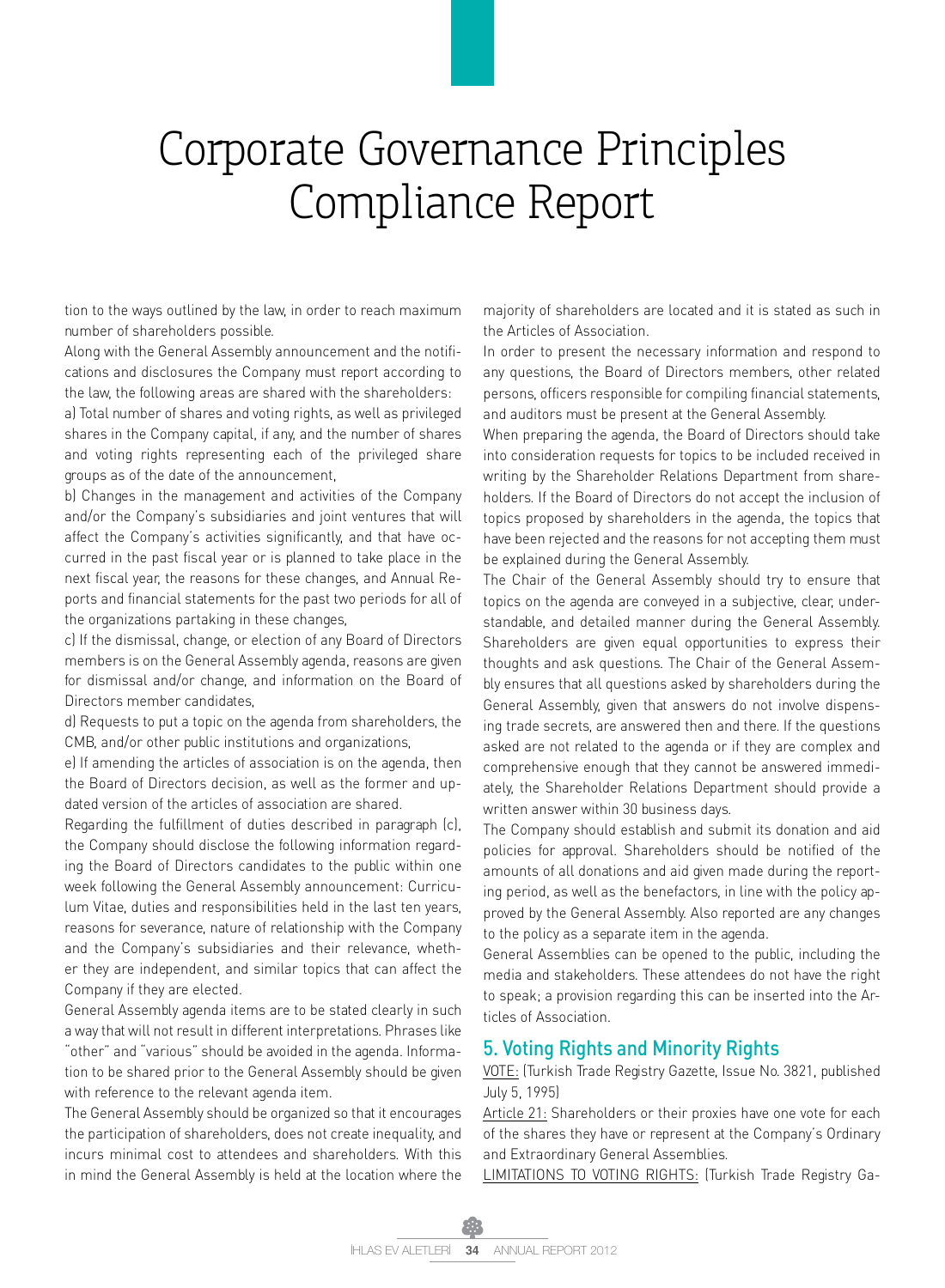# Corporate Governance Principles Compliance Report

tion to the ways outlined by the law, in order to reach maximum number of shareholders possible.

Along with the General Assembly announcement and the notifications and disclosures the Company must report according to the law, the following areas are shared with the shareholders:

a) Total number of shares and voting rights, as well as privileged shares in the Company capital, if any, and the number of shares and voting rights representing each of the privileged share groups as of the date of the announcement,

b) Changes in the management and activities of the Company and/or the Company's subsidiaries and joint ventures that will affect the Company's activities significantly, and that have occurred in the past fiscal year or is planned to take place in the next fiscal year, the reasons for these changes, and Annual Reports and financial statements for the past two periods for all of the organizations partaking in these changes,

c) If the dismissal, change, or election of any Board of Directors members is on the General Assembly agenda, reasons are given for dismissal and/or change, and information on the Board of Directors member candidates,

d) Requests to put a topic on the agenda from shareholders, the CMB, and/or other public institutions and organizations,

e) If amending the articles of association is on the agenda, then the Board of Directors decision, as well as the former and updated version of the articles of association are shared.

Regarding the fulfillment of duties described in paragraph (c), the Company should disclose the following information regarding the Board of Directors candidates to the public within one week following the General Assembly announcement: Curriculum Vitae, duties and responsibilities held in the last ten years, reasons for severance, nature of relationship with the Company and the Company's subsidiaries and their relevance, whether they are independent, and similar topics that can affect the Company if they are elected.

General Assembly agenda items are to be stated clearly in such a way that will not result in different interpretations. Phrases like "other" and "various" should be avoided in the agenda. Information to be shared prior to the General Assembly should be given with reference to the relevant agenda item.

The General Assembly should be organized so that it encourages the participation of shareholders, does not create inequality, and incurs minimal cost to attendees and shareholders. With this in mind the General Assembly is held at the location where the majority of shareholders are located and it is stated as such in the Articles of Association.

In order to present the necessary information and respond to any questions, the Board of Directors members, other related persons, officers responsible for compiling financial statements, and auditors must be present at the General Assembly.

When preparing the agenda, the Board of Directors should take into consideration requests for topics to be included received in writing by the Shareholder Relations Department from shareholders. If the Board of Directors do not accept the inclusion of topics proposed by shareholders in the agenda, the topics that have been rejected and the reasons for not accepting them must be explained during the General Assembly.

The Chair of the General Assembly should try to ensure that topics on the agenda are conveyed in a subjective, clear, understandable, and detailed manner during the General Assembly. Shareholders are given equal opportunities to express their thoughts and ask questions. The Chair of the General Assembly ensures that all questions asked by shareholders during the General Assembly, given that answers do not involve dispensing trade secrets, are answered then and there. If the questions asked are not related to the agenda or if they are complex and comprehensive enough that they cannot be answered immediately, the Shareholder Relations Department should provide a written answer within 30 business days.

The Company should establish and submit its donation and aid policies for approval. Shareholders should be notified of the amounts of all donations and aid given made during the reporting period, as well as the benefactors, in line with the policy approved by the General Assembly. Also reported are any changes to the policy as a separate item in the agenda.

General Assemblies can be opened to the public, including the media and stakeholders. These attendees do not have the right to speak; a provision regarding this can be inserted into the Articles of Association.

## 5. Voting Rights and Minority Rights

VOTE: (Turkish Trade Registry Gazette, Issue No. 3821, published July 5, 1995)

Article 21: Shareholders or their proxies have one vote for each of the shares they have or represent at the Company's Ordinary and Extraordinary General Assemblies.

LIMITATIONS TO VOTING RIGHTS: (Turkish Trade Registry Ga-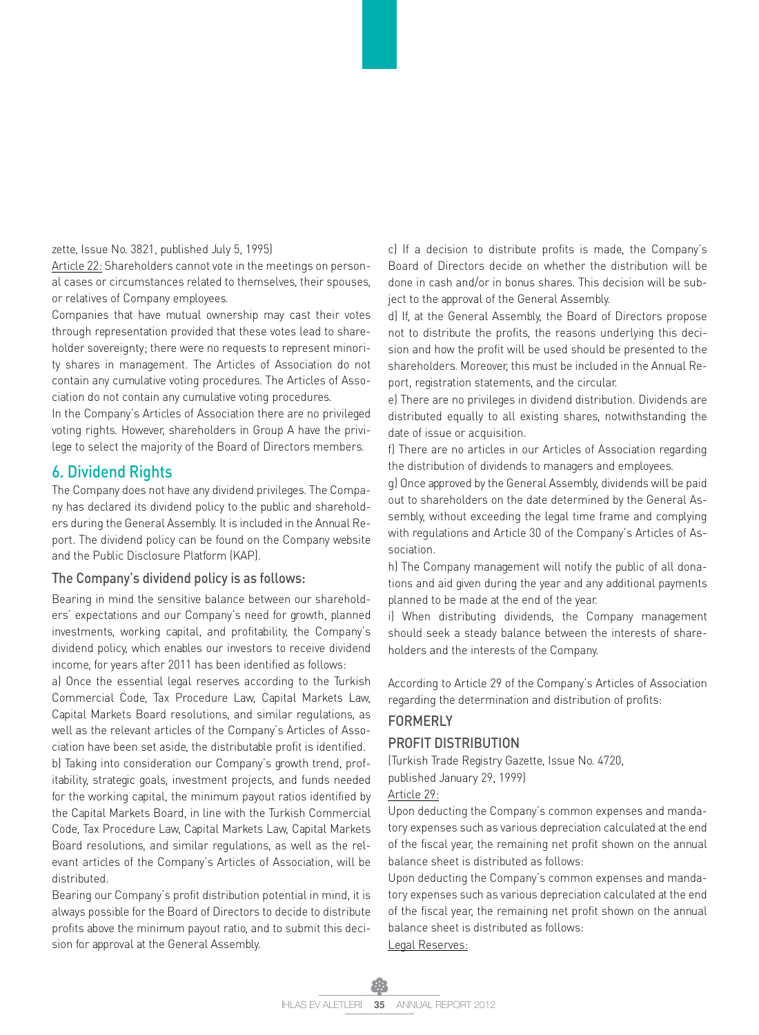zette, Issue No. 3821, published July 5, 1995)

Article 22: Shareholders cannot vote in the meetings on personal cases or circumstances related to themselves, their spouses, or relatives of Company employees.

Companies that have mutual ownership may cast their votes through representation provided that these votes lead to shareholder sovereignty; there were no requests to represent minority shares in management. The Articles of Association do not contain any cumulative voting procedures. The Articles of Association do not contain any cumulative voting procedures.

In the Company's Articles of Association there are no privileged voting rights. However, shareholders in Group A have the privilege to select the majority of the Board of Directors members.

## 6. Dividend Rights

The Company does not have any dividend privileges. The Company has declared its dividend policy to the public and shareholders during the General Assembly. It is included in the Annual Report. The dividend policy can be found on the Company website and the Public Disclosure Platform (KAP).

### The Company's dividend policy is as follows:

Bearing in mind the sensitive balance between our shareholders' expectations and our Company's need for growth, planned investments, working capital, and profitability, the Company's dividend policy, which enables our investors to receive dividend income, for years after 2011 has been identified as follows:

a) Once the essential legal reserves according to the Turkish Commercial Code, Tax Procedure Law, Capital Markets Law, Capital Markets Board resolutions, and similar regulations, as well as the relevant articles of the Company's Articles of Association have been set aside, the distributable profit is identified.

b) Taking into consideration our Company's growth trend, profitability, strategic goals, investment projects, and funds needed for the working capital, the minimum payout ratios identified by the Capital Markets Board, in line with the Turkish Commercial Code, Tax Procedure Law, Capital Markets Law, Capital Markets Board resolutions, and similar regulations, as well as the relevant articles of the Company's Articles of Association, will be distributed.

Bearing our Company's profit distribution potential in mind, it is always possible for the Board of Directors to decide to distribute profits above the minimum payout ratio, and to submit this decision for approval at the General Assembly.

c) If a decision to distribute profits is made, the Company's Board of Directors decide on whether the distribution will be done in cash and/or in bonus shares. This decision will be subject to the approval of the General Assembly.

d) If, at the General Assembly, the Board of Directors propose not to distribute the profits, the reasons underlying this decision and how the profit will be used should be presented to the shareholders. Moreover, this must be included in the Annual Report, registration statements, and the circular.

e) There are no privileges in dividend distribution. Dividends are distributed equally to all existing shares, notwithstanding the date of issue or acquisition.

f) There are no articles in our Articles of Association regarding the distribution of dividends to managers and employees.

g) Once approved by the General Assembly, dividends will be paid out to shareholders on the date determined by the General Assembly, without exceeding the legal time frame and complying with regulations and Article 30 of the Company's Articles of Association.

h) The Company management will notify the public of all donations and aid given during the year and any additional payments planned to be made at the end of the year.

i) When distributing dividends, the Company management should seek a steady balance between the interests of shareholders and the interests of the Company.

According to Article 29 of the Company's Articles of Association regarding the determination and distribution of profits:

### FORMERLY

### PROFIT DISTRIBUTION

(Turkish Trade Registry Gazette, Issue No. 4720,
published January 29, 1999)

Article 29:

Upon deducting the Company's common expenses and mandatory expenses such as various depreciation calculated at the end of the fiscal year, the remaining net profit shown on the annual balance sheet is distributed as follows:

Upon deducting the Company's common expenses and mandatory expenses such as various depreciation calculated at the end of the fiscal year, the remaining net profit shown on the annual balance sheet is distributed as follows:

Legal Reserves: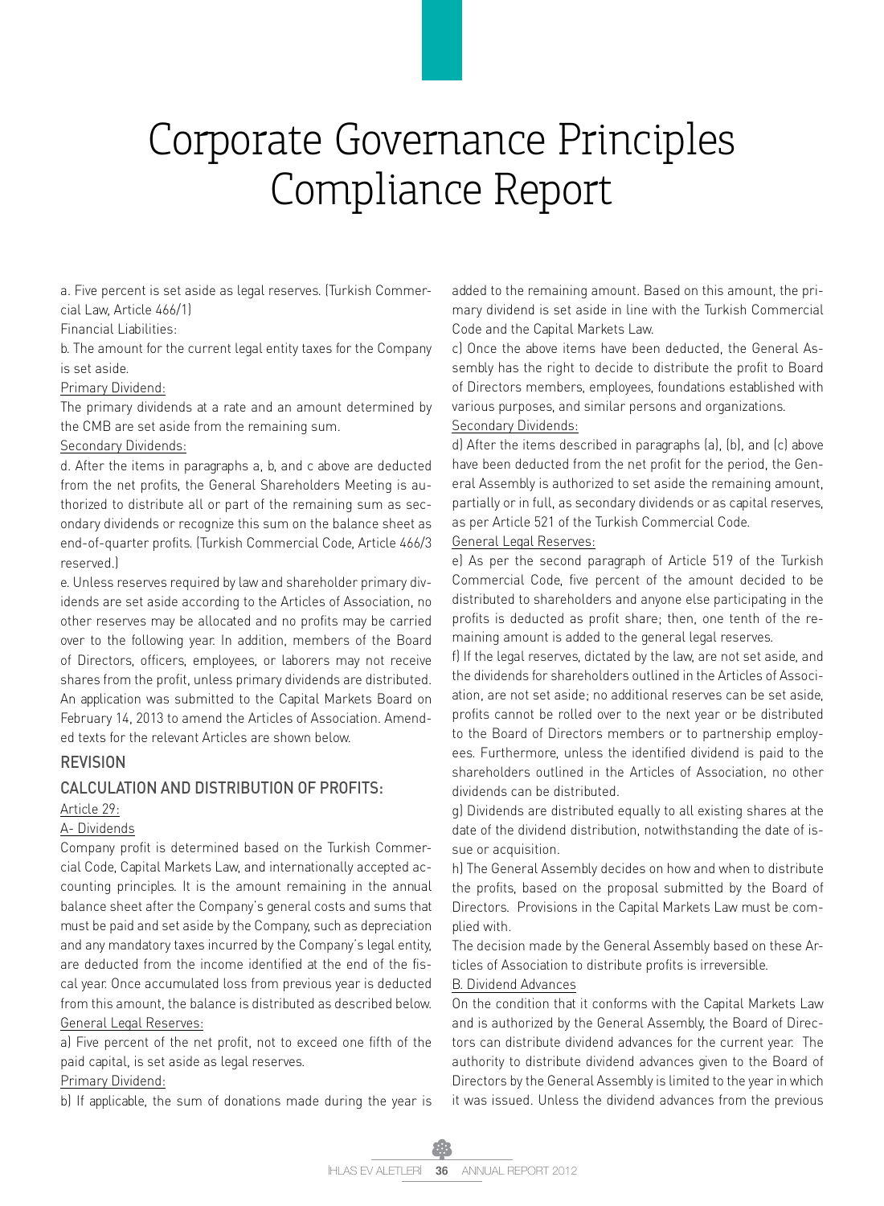# Corporate Governance Principles Compliance Report

a. Five percent is set aside as legal reserves. (Turkish Commercial Law, Article 466/1)

Financial Liabilities:

b. The amount for the current legal entity taxes for the Company is set aside.

Primary Dividend:

The primary dividends at a rate and an amount determined by the CMB are set aside from the remaining sum.

Secondary Dividends:

d. After the items in paragraphs a, b, and c above are deducted from the net profits, the General Shareholders Meeting is authorized to distribute all or part of the remaining sum as secondary dividends or recognize this sum on the balance sheet as end-of-quarter profits. (Turkish Commercial Code, Article 466/3 reserved.)

e. Unless reserves required by law and shareholder primary dividends are set aside according to the Articles of Association, no other reserves may be allocated and no profits may be carried over to the following year. In addition, members of the Board of Directors, officers, employees, or laborers may not receive shares from the profit, unless primary dividends are distributed. An application was submitted to the Capital Markets Board on February 14, 2013 to amend the Articles of Association. Amended texts for the relevant Articles are shown below.

## REVISION

## CALCULATION AND DISTRIBUTION OF PROFITS:

Article 29:

A- Dividends

Company profit is determined based on the Turkish Commercial Code, Capital Markets Law, and internationally accepted accounting principles. It is the amount remaining in the annual balance sheet after the Company's general costs and sums that must be paid and set aside by the Company, such as depreciation and any mandatory taxes incurred by the Company's legal entity, are deducted from the income identified at the end of the fiscal year. Once accumulated loss from previous year is deducted from this amount, the balance is distributed as described below.

General Legal Reserves:

a) Five percent of the net profit, not to exceed one fifth of the paid capital, is set aside as legal reserves.

Primary Dividend:

b) If applicable, the sum of donations made during the year is added to the remaining amount. Based on this amount, the primary dividend is set aside in line with the Turkish Commercial Code and the Capital Markets Law.

c) Once the above items have been deducted, the General Assembly has the right to decide to distribute the profit to Board of Directors members, employees, foundations established with various purposes, and similar persons and organizations.

Secondary Dividends:

d) After the items described in paragraphs (a), (b), and (c) above have been deducted from the net profit for the period, the General Assembly is authorized to set aside the remaining amount, partially or in full, as secondary dividends or as capital reserves, as per Article 521 of the Turkish Commercial Code.

General Legal Reserves:

e) As per the second paragraph of Article 519 of the Turkish Commercial Code, five percent of the amount decided to be distributed to shareholders and anyone else participating in the profits is deducted as profit share; then, one tenth of the remaining amount is added to the general legal reserves.

f) If the legal reserves, dictated by the law, are not set aside, and the dividends for shareholders outlined in the Articles of Association, are not set aside; no additional reserves can be set aside, profits cannot be rolled over to the next year or be distributed to the Board of Directors members or to partnership employees. Furthermore, unless the identified dividend is paid to the shareholders outlined in the Articles of Association, no other dividends can be distributed.

g) Dividends are distributed equally to all existing shares at the date of the dividend distribution, notwithstanding the date of issue or acquisition.

h) The General Assembly decides on how and when to distribute the profits, based on the proposal submitted by the Board of Directors. Provisions in the Capital Markets Law must be complied with.

The decision made by the General Assembly based on these Articles of Association to distribute profits is irreversible.

B. Dividend Advances

On the condition that it conforms with the Capital Markets Law and is authorized by the General Assembly, the Board of Directors can distribute dividend advances for the current year. The authority to distribute dividend advances given to the Board of Directors by the General Assembly is limited to the year in which it was issued. Unless the dividend advances from the previous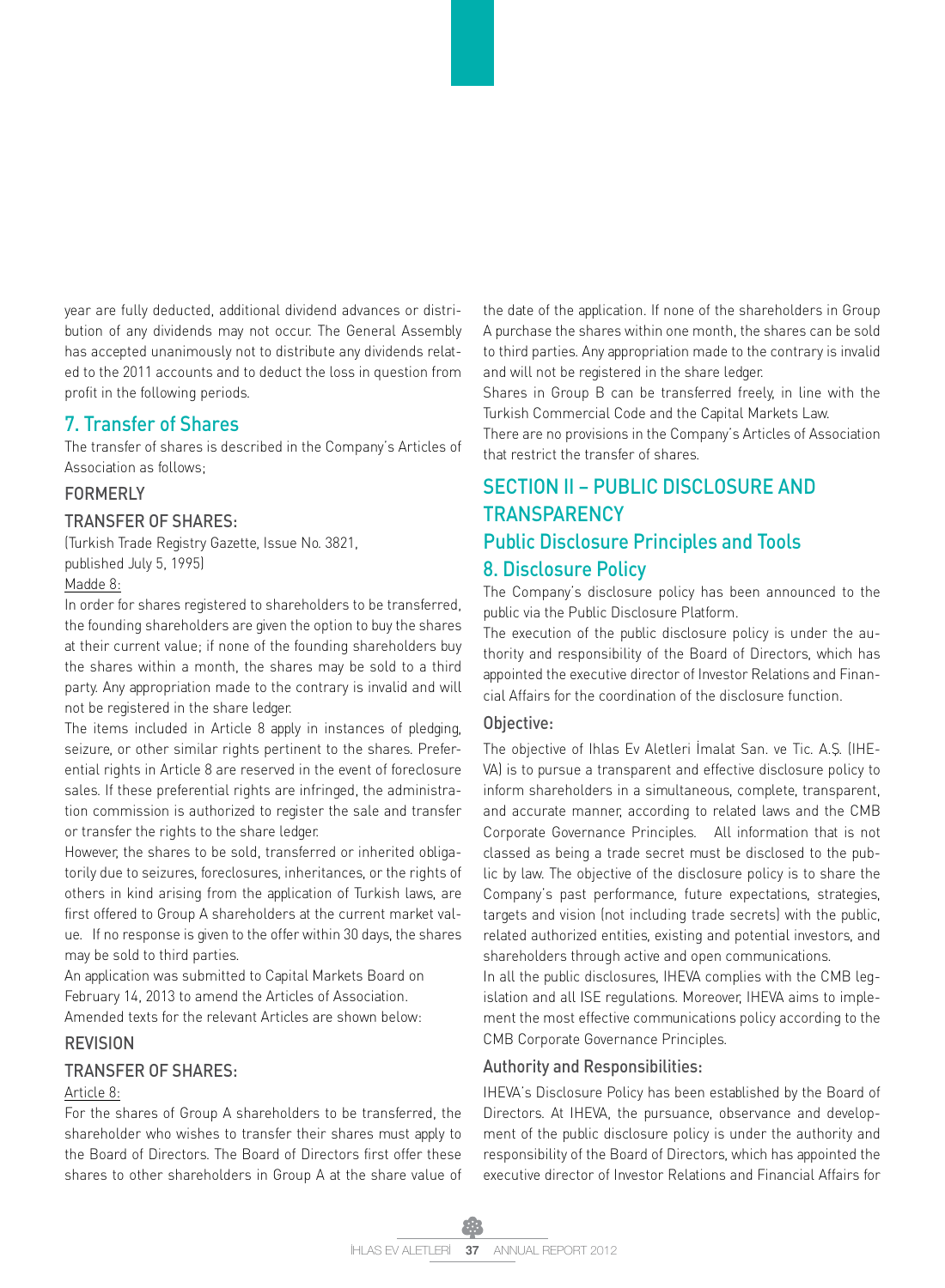year are fully deducted, additional dividend advances or distribution of any dividends may not occur. The General Assembly has accepted unanimously not to distribute any dividends related to the 2011 accounts and to deduct the loss in question from profit in the following periods.

## 7. Transfer of Shares

The transfer of shares is described in the Company's Articles of Association as follows;

### FORMERLY

### TRANSFER OF SHARES:

(Turkish Trade Registry Gazette, Issue No. 3821, published July 5, 1995)

Madde 8:

In order for shares registered to shareholders to be transferred, the founding shareholders are given the option to buy the shares at their current value; if none of the founding shareholders buy the shares within a month, the shares may be sold to a third party. Any appropriation made to the contrary is invalid and will not be registered in the share ledger.

The items included in Article 8 apply in instances of pledging, seizure, or other similar rights pertinent to the shares. Preferential rights in Article 8 are reserved in the event of foreclosure sales. If these preferential rights are infringed, the administration commission is authorized to register the sale and transfer or transfer the rights to the share ledger.

However, the shares to be sold, transferred or inherited obligatorily due to seizures, foreclosures, inheritances, or the rights of others in kind arising from the application of Turkish laws, are first offered to Group A shareholders at the current market value. If no response is given to the offer within 30 days, the shares may be sold to third parties.

An application was submitted to Capital Markets Board on February 14, 2013 to amend the Articles of Association.
Amended texts for the relevant Articles are shown below:

### REVISION

### TRANSFER OF SHARES:

Article 8:

For the shares of Group A shareholders to be transferred, the shareholder who wishes to transfer their shares must apply to the Board of Directors. The Board of Directors first offer these shares to other shareholders in Group A at the share value of the date of the application. If none of the shareholders in Group A purchase the shares within one month, the shares can be sold to third parties. Any appropriation made to the contrary is invalid and will not be registered in the share ledger.

Shares in Group B can be transferred freely, in line with the Turkish Commercial Code and the Capital Markets Law.

There are no provisions in the Company's Articles of Association that restrict the transfer of shares.

# SECTION II – PUBLIC DISCLOSURE AND TRANSPARENCY

## Public Disclosure Principles and Tools

## 8. Disclosure Policy

The Company's disclosure policy has been announced to the public via the Public Disclosure Platform.

The execution of the public disclosure policy is under the authority and responsibility of the Board of Directors, which has appointed the executive director of Investor Relations and Financial Affairs for the coordination of the disclosure function.

### Objective:

The objective of Ihlas Ev Aletleri İmalat San. ve Tic. A.Ş. (IHEVA) is to pursue a transparent and effective disclosure policy to inform shareholders in a simultaneous, complete, transparent, and accurate manner, according to related laws and the CMB Corporate Governance Principles. All information that is not classed as being a trade secret must be disclosed to the public by law. The objective of the disclosure policy is to share the Company's past performance, future expectations, strategies, targets and vision (not including trade secrets) with the public, related authorized entities, existing and potential investors, and shareholders through active and open communications.

In all the public disclosures, IHEVA complies with the CMB legislation and all ISE regulations. Moreover, IHEVA aims to implement the most effective communications policy according to the CMB Corporate Governance Principles.

### Authority and Responsibilities:

IHEVA's Disclosure Policy has been established by the Board of Directors. At IHEVA, the pursuance, observance and development of the public disclosure policy is under the authority and responsibility of the Board of Directors, which has appointed the executive director of Investor Relations and Financial Affairs for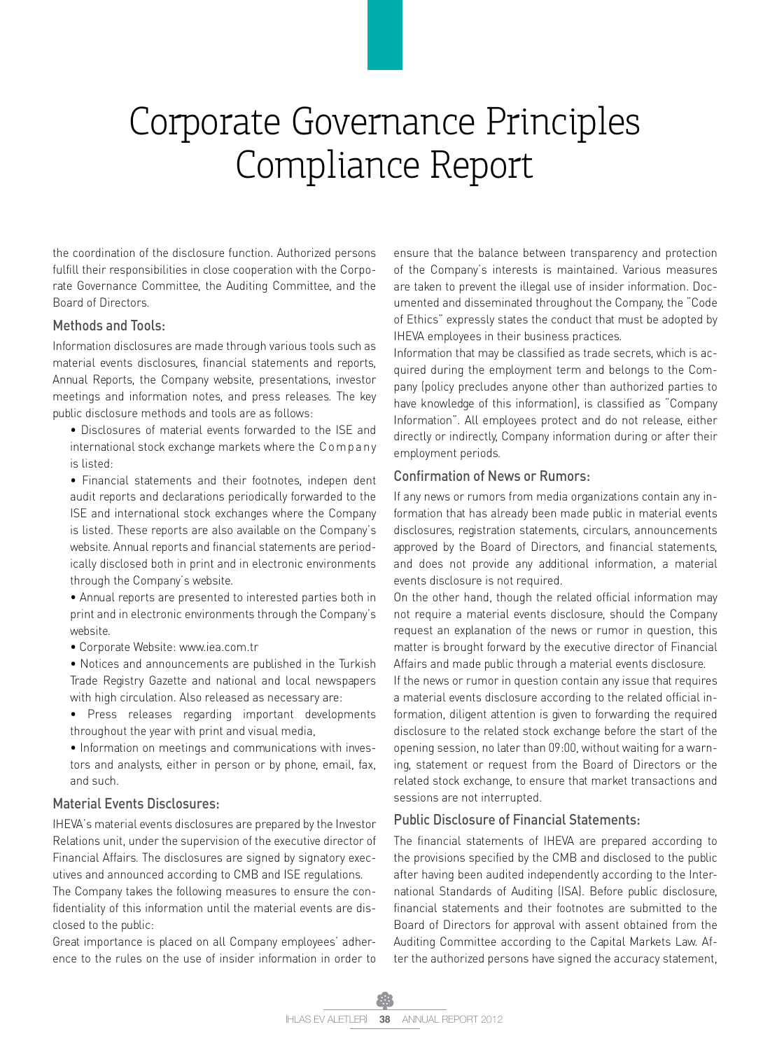# Corporate Governance Principles Compliance Report

the coordination of the disclosure function. Authorized persons fulfill their responsibilities in close cooperation with the Corporate Governance Committee, the Auditing Committee, and the Board of Directors.

### Methods and Tools:

Information disclosures are made through various tools such as material events disclosures, financial statements and reports, Annual Reports, the Company website, presentations, investor meetings and information notes, and press releases. The key public disclosure methods and tools are as follows:

- Disclosures of material events forwarded to the ISE and international stock exchange markets where the Company is listed:
- Financial statements and their footnotes, indepen dent audit reports and declarations periodically forwarded to the ISE and international stock exchanges where the Company is listed. These reports are also available on the Company's website. Annual reports and financial statements are periodically disclosed both in print and in electronic environments through the Company's website.
- Annual reports are presented to interested parties both in print and in electronic environments through the Company's website.
- Corporate Website: www.iea.com.tr
- Notices and announcements are published in the Turkish Trade Registry Gazette and national and local newspapers with high circulation. Also released as necessary are:
- Press releases regarding important developments throughout the year with print and visual media,
- Information on meetings and communications with investors and analysts, either in person or by phone, email, fax, and such.

### Material Events Disclosures:

IHEVA's material events disclosures are prepared by the Investor Relations unit, under the supervision of the executive director of Financial Affairs. The disclosures are signed by signatory executives and announced according to CMB and ISE regulations.

The Company takes the following measures to ensure the confidentiality of this information until the material events are disclosed to the public:

Great importance is placed on all Company employees' adherence to the rules on the use of insider information in order to ensure that the balance between transparency and protection of the Company's interests is maintained. Various measures are taken to prevent the illegal use of insider information. Documented and disseminated throughout the Company, the "Code of Ethics" expressly states the conduct that must be adopted by IHEVA employees in their business practices.

Information that may be classified as trade secrets, which is acquired during the employment term and belongs to the Company (policy precludes anyone other than authorized parties to have knowledge of this information), is classified as "Company Information". All employees protect and do not release, either directly or indirectly, Company information during or after their employment periods.

### Confirmation of News or Rumors:

If any news or rumors from media organizations contain any information that has already been made public in material events disclosures, registration statements, circulars, announcements approved by the Board of Directors, and financial statements, and does not provide any additional information, a material events disclosure is not required.

On the other hand, though the related official information may not require a material events disclosure, should the Company request an explanation of the news or rumor in question, this matter is brought forward by the executive director of Financial Affairs and made public through a material events disclosure.

If the news or rumor in question contain any issue that requires a material events disclosure according to the related official information, diligent attention is given to forwarding the required disclosure to the related stock exchange before the start of the opening session, no later than 09:00, without waiting for a warning, statement or request from the Board of Directors or the related stock exchange, to ensure that market transactions and sessions are not interrupted.

### Public Disclosure of Financial Statements:

The financial statements of IHEVA are prepared according to the provisions specified by the CMB and disclosed to the public after having been audited independently according to the International Standards of Auditing (ISA). Before public disclosure, financial statements and their footnotes are submitted to the Board of Directors for approval with assent obtained from the Auditing Committee according to the Capital Markets Law. After the authorized persons have signed the accuracy statement,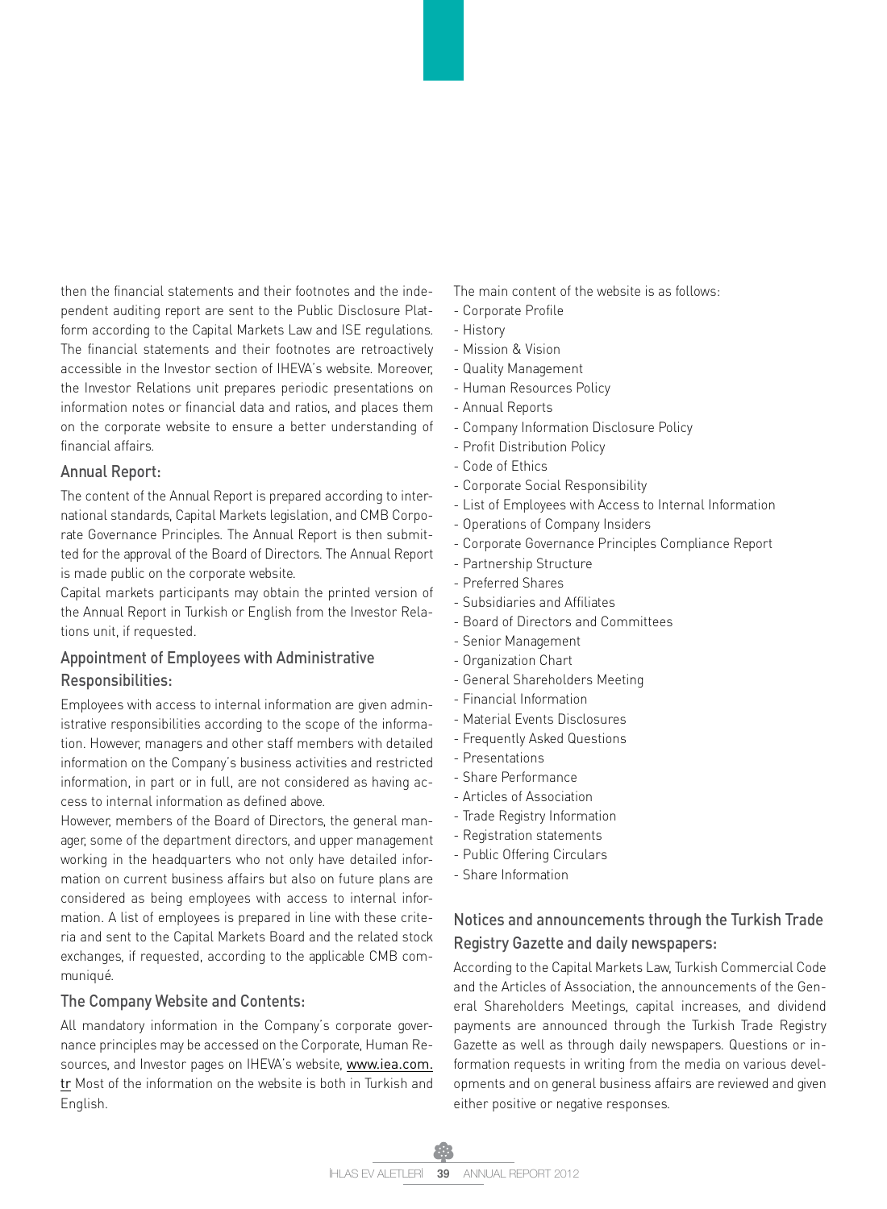then the financial statements and their footnotes and the independent auditing report are sent to the Public Disclosure Platform according to the Capital Markets Law and ISE regulations. The financial statements and their footnotes are retroactively accessible in the Investor section of IHEVA's website. Moreover, the Investor Relations unit prepares periodic presentations on information notes or financial data and ratios, and places them on the corporate website to ensure a better understanding of financial affairs.

### Annual Report:

The content of the Annual Report is prepared according to international standards, Capital Markets legislation, and CMB Corporate Governance Principles. The Annual Report is then submitted for the approval of the Board of Directors. The Annual Report is made public on the corporate website.

Capital markets participants may obtain the printed version of the Annual Report in Turkish or English from the Investor Relations unit, if requested.

### Appointment of Employees with Administrative Responsibilities:

Employees with access to internal information are given administrative responsibilities according to the scope of the information. However, managers and other staff members with detailed information on the Company's business activities and restricted information, in part or in full, are not considered as having access to internal information as defined above.

However, members of the Board of Directors, the general manager, some of the department directors, and upper management working in the headquarters who not only have detailed information on current business affairs but also on future plans are considered as being employees with access to internal information. A list of employees is prepared in line with these criteria and sent to the Capital Markets Board and the related stock exchanges, if requested, according to the applicable CMB communiqué.

### The Company Website and Contents:

All mandatory information in the Company's corporate governance principles may be accessed on the Corporate, Human Resources, and Investor pages on IHEVA's website, www.iea.com.tr Most of the information on the website is both in Turkish and English.

The main content of the website is as follows:

- Corporate Profile
- History
- Mission & Vision
- Quality Management
- Human Resources Policy
- Annual Reports
- Company Information Disclosure Policy
- Profit Distribution Policy
- Code of Ethics
- Corporate Social Responsibility
- List of Employees with Access to Internal Information
- Operations of Company Insiders
- Corporate Governance Principles Compliance Report
- Partnership Structure
- Preferred Shares
- Subsidiaries and Affiliates
- Board of Directors and Committees
- Senior Management
- Organization Chart
- General Shareholders Meeting
- Financial Information
- Material Events Disclosures
- Frequently Asked Questions
- Presentations
- Share Performance
- Articles of Association
- Trade Registry Information
- Registration statements
- Public Offering Circulars
- Share Information

### Notices and announcements through the Turkish Trade Registry Gazette and daily newspapers:

According to the Capital Markets Law, Turkish Commercial Code and the Articles of Association, the announcements of the General Shareholders Meetings, capital increases, and dividend payments are announced through the Turkish Trade Registry Gazette as well as through daily newspapers. Questions or information requests in writing from the media on various developments and on general business affairs are reviewed and given either positive or negative responses.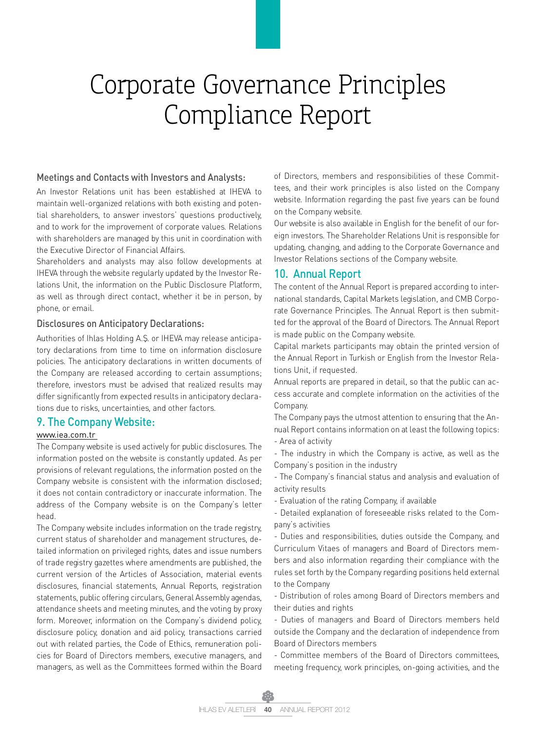# Corporate Governance Principles Compliance Report

### Meetings and Contacts with Investors and Analysts:

An Investor Relations unit has been established at IHEVA to maintain well-organized relations with both existing and potential shareholders, to answer investors' questions productively, and to work for the improvement of corporate values. Relations with shareholders are managed by this unit in coordination with the Executive Director of Financial Affairs.

Shareholders and analysts may also follow developments at IHEVA through the website regularly updated by the Investor Relations Unit, the information on the Public Disclosure Platform, as well as through direct contact, whether it be in person, by phone, or email.

### Disclosures on Anticipatory Declarations:

Authorities of Ihlas Holding A.Ş. or IHEVA may release anticipatory declarations from time to time on information disclosure policies. The anticipatory declarations in written documents of the Company are released according to certain assumptions; therefore, investors must be advised that realized results may differ significantly from expected results in anticipatory declarations due to risks, uncertainties, and other factors.

## 9. The Company Website:

www.iea.com.tr

The Company website is used actively for public disclosures. The information posted on the website is constantly updated. As per provisions of relevant regulations, the information posted on the Company website is consistent with the information disclosed; it does not contain contradictory or inaccurate information. The address of the Company website is on the Company's letter head.

The Company website includes information on the trade registry, current status of shareholder and management structures, detailed information on privileged rights, dates and issue numbers of trade registry gazettes where amendments are published, the current version of the Articles of Association, material events disclosures, financial statements, Annual Reports, registration statements, public offering circulars, General Assembly agendas, attendance sheets and meeting minutes, and the voting by proxy form. Moreover, information on the Company's dividend policy, disclosure policy, donation and aid policy, transactions carried out with related parties, the Code of Ethics, remuneration policies for Board of Directors members, executive managers, and managers, as well as the Committees formed within the Board of Directors, members and responsibilities of these Committees, and their work principles is also listed on the Company website. Information regarding the past five years can be found on the Company website.

Our website is also available in English for the benefit of our foreign investors. The Shareholder Relations Unit is responsible for updating, changing, and adding to the Corporate Governance and Investor Relations sections of the Company website.

## 10. Annual Report

The content of the Annual Report is prepared according to international standards, Capital Markets legislation, and CMB Corporate Governance Principles. The Annual Report is then submitted for the approval of the Board of Directors. The Annual Report is made public on the Company website.

Capital markets participants may obtain the printed version of the Annual Report in Turkish or English from the Investor Relations Unit, if requested.

Annual reports are prepared in detail, so that the public can access accurate and complete information on the activities of the Company.

The Company pays the utmost attention to ensuring that the Annual Report contains information on at least the following topics:

- Area of activity
- The industry in which the Company is active, as well as the Company's position in the industry
- The Company's financial status and analysis and evaluation of activity results
- Evaluation of the rating Company, if available
- Detailed explanation of foreseeable risks related to the Company's activities
- Duties and responsibilities, duties outside the Company, and Curriculum Vitaes of managers and Board of Directors members and also information regarding their compliance with the rules set forth by the Company regarding positions held external to the Company
- Distribution of roles among Board of Directors members and their duties and rights
- Duties of managers and Board of Directors members held outside the Company and the declaration of independence from Board of Directors members
- Committee members of the Board of Directors committees, meeting frequency, work principles, on-going activities, and the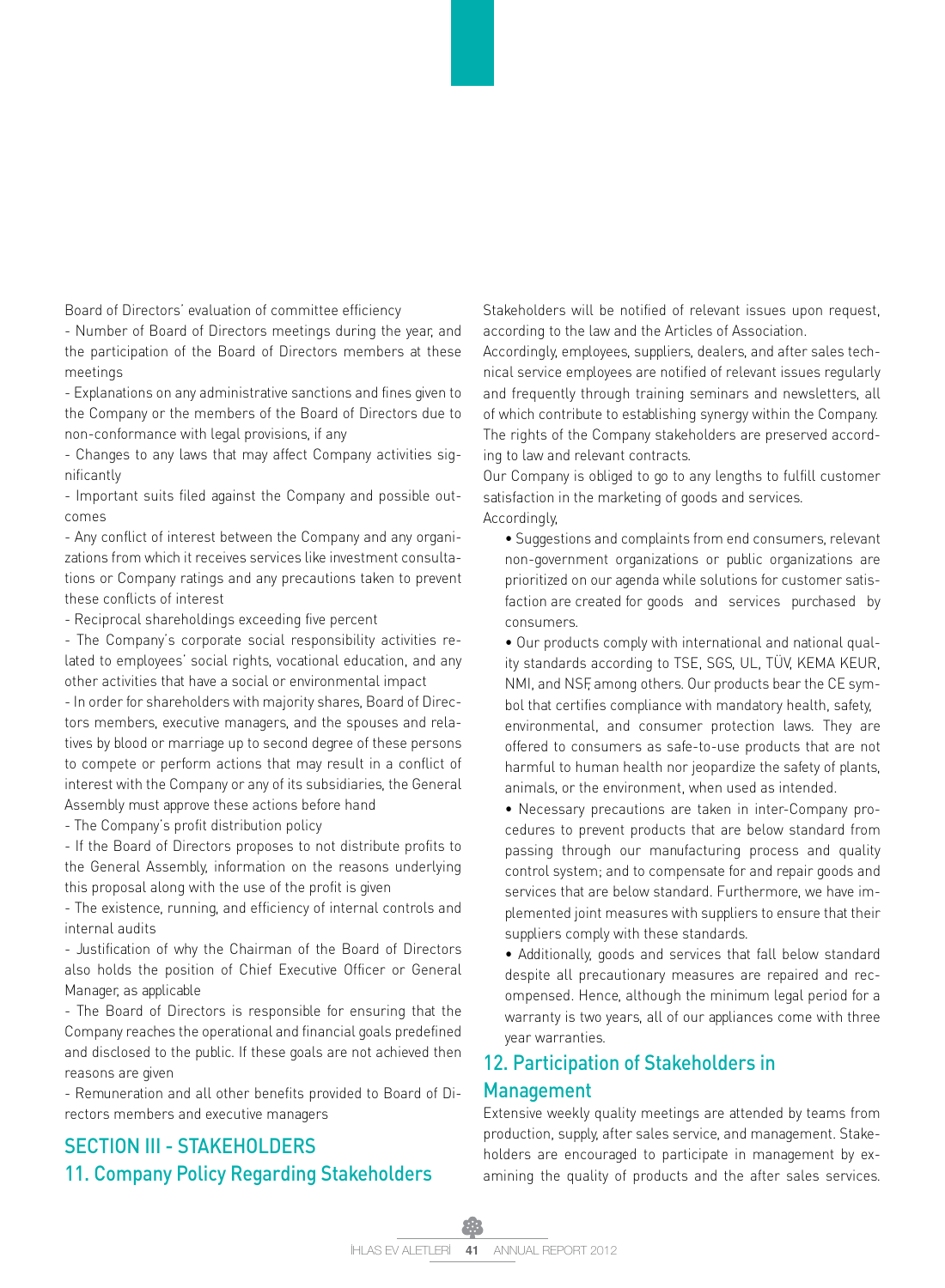Board of Directors' evaluation of committee efficiency

- Number of Board of Directors meetings during the year, and the participation of the Board of Directors members at these meetings
- Explanations on any administrative sanctions and fines given to the Company or the members of the Board of Directors due to non-conformance with legal provisions, if any
- Changes to any laws that may affect Company activities significantly
- Important suits filed against the Company and possible outcomes
- Any conflict of interest between the Company and any organizations from which it receives services like investment consultations or Company ratings and any precautions taken to prevent these conflicts of interest
- Reciprocal shareholdings exceeding five percent
- The Company's corporate social responsibility activities related to employees' social rights, vocational education, and any other activities that have a social or environmental impact
- In order for shareholders with majority shares, Board of Directors members, executive managers, and the spouses and relatives by blood or marriage up to second degree of these persons to compete or perform actions that may result in a conflict of interest with the Company or any of its subsidiaries, the General Assembly must approve these actions before hand
- The Company's profit distribution policy
- If the Board of Directors proposes to not distribute profits to the General Assembly, information on the reasons underlying this proposal along with the use of the profit is given
- The existence, running, and efficiency of internal controls and internal audits
- Justification of why the Chairman of the Board of Directors also holds the position of Chief Executive Officer or General Manager, as applicable
- The Board of Directors is responsible for ensuring that the Company reaches the operational and financial goals predefined and disclosed to the public. If these goals are not achieved then reasons are given
- Remuneration and all other benefits provided to Board of Directors members and executive managers

## SECTION III - STAKEHOLDERS

### 11. Company Policy Regarding Stakeholders

Stakeholders will be notified of relevant issues upon request, according to the law and the Articles of Association.

Accordingly, employees, suppliers, dealers, and after sales technical service employees are notified of relevant issues regularly and frequently through training seminars and newsletters, all of which contribute to establishing synergy within the Company. The rights of the Company stakeholders are preserved according to law and relevant contracts.

Our Company is obliged to go to any lengths to fulfill customer satisfaction in the marketing of goods and services.

Accordingly,

- Suggestions and complaints from end consumers, relevant non-government organizations or public organizations are prioritized on our agenda while solutions for customer satisfaction are created for goods and services purchased by consumers.
- Our products comply with international and national quality standards according to TSE, SGS, UL, TÜV, KEMA KEUR, NMI, and NSF, among others. Our products bear the CE symbol that certifies compliance with mandatory health, safety, environmental, and consumer protection laws. They are offered to consumers as safe-to-use products that are not harmful to human health nor jeopardize the safety of plants, animals, or the environment, when used as intended.
- Necessary precautions are taken in inter-Company procedures to prevent products that are below standard from passing through our manufacturing process and quality control system; and to compensate for and repair goods and services that are below standard. Furthermore, we have implemented joint measures with suppliers to ensure that their suppliers comply with these standards.
- Additionally, goods and services that fall below standard despite all precautionary measures are repaired and recompensed. Hence, although the minimum legal period for a warranty is two years, all of our appliances come with three year warranties.

### 12. Participation of Stakeholders in Management

Extensive weekly quality meetings are attended by teams from production, supply, after sales service, and management. Stakeholders are encouraged to participate in management by examining the quality of products and the after sales services.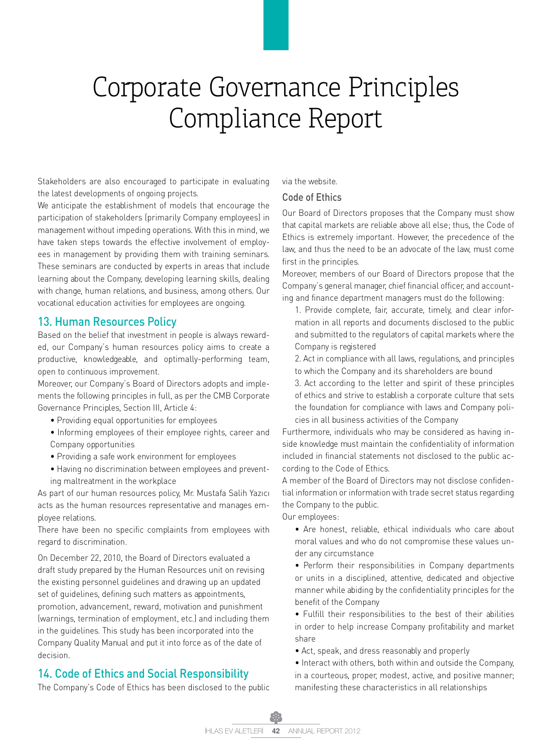# Corporate Governance Principles Compliance Report

Stakeholders are also encouraged to participate in evaluating the latest developments of ongoing projects.

We anticipate the establishment of models that encourage the participation of stakeholders (primarily Company employees) in management without impeding operations. With this in mind, we have taken steps towards the effective involvement of employees in management by providing them with training seminars. These seminars are conducted by experts in areas that include learning about the Company, developing learning skills, dealing with change, human relations, and business, among others. Our vocational education activities for employees are ongoing.

## 13. Human Resources Policy

Based on the belief that investment in people is always rewarded, our Company's human resources policy aims to create a productive, knowledgeable, and optimally-performing team, open to continuous improvement.

Moreover, our Company's Board of Directors adopts and implements the following principles in full, as per the CMB Corporate Governance Principles, Section III, Article 4:

- Providing equal opportunities for employees
- Informing employees of their employee rights, career and Company opportunities
- Providing a safe work environment for employees
- Having no discrimination between employees and preventing maltreatment in the workplace

As part of our human resources policy, Mr. Mustafa Salih Yazıcı acts as the human resources representative and manages employee relations.

There have been no specific complaints from employees with regard to discrimination.

On December 22, 2010, the Board of Directors evaluated a draft study prepared by the Human Resources unit on revising the existing personnel guidelines and drawing up an updated set of guidelines, defining such matters as appointments, promotion, advancement, reward, motivation and punishment (warnings, termination of employment, etc.) and including them in the guidelines. This study has been incorporated into the Company Quality Manual and put it into force as of the date of decision.

## 14. Code of Ethics and Social Responsibility

The Company's Code of Ethics has been disclosed to the public via the website.

### Code of Ethics

Our Board of Directors proposes that the Company must show that capital markets are reliable above all else; thus, the Code of Ethics is extremely important. However, the precedence of the law, and thus the need to be an advocate of the law, must come first in the principles.

Moreover, members of our Board of Directors propose that the Company's general manager, chief financial officer, and accounting and finance department managers must do the following:

1. Provide complete, fair, accurate, timely, and clear information in all reports and documents disclosed to the public and submitted to the regulators of capital markets where the Company is registered
2. Act in compliance with all laws, regulations, and principles to which the Company and its shareholders are bound
3. Act according to the letter and spirit of these principles of ethics and strive to establish a corporate culture that sets the foundation for compliance with laws and Company policies in all business activities of the Company

Furthermore, individuals who may be considered as having inside knowledge must maintain the confidentiality of information included in financial statements not disclosed to the public according to the Code of Ethics.

A member of the Board of Directors may not disclose confidential information or information with trade secret status regarding the Company to the public.

Our employees:

- Are honest, reliable, ethical individuals who care about moral values and who do not compromise these values under any circumstance
- Perform their responsibilities in Company departments or units in a disciplined, attentive, dedicated and objective manner while abiding by the confidentiality principles for the benefit of the Company
- Fulfill their responsibilities to the best of their abilities in order to help increase Company profitability and market share
- Act, speak, and dress reasonably and properly
- Interact with others, both within and outside the Company, in a courteous, proper, modest, active, and positive manner; manifesting these characteristics in all relationships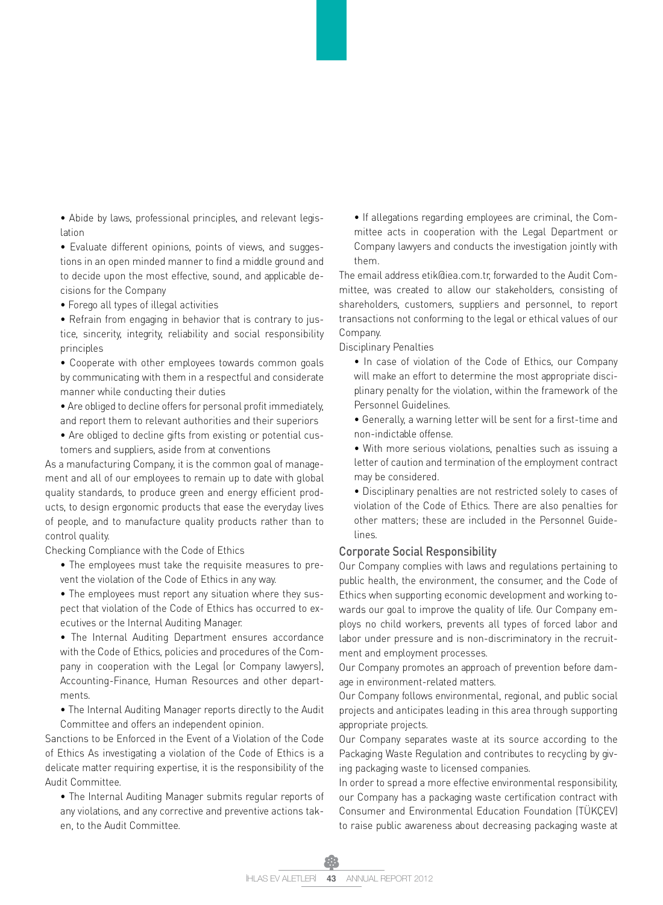- Abide by laws, professional principles, and relevant legislation
- Evaluate different opinions, points of views, and suggestions in an open minded manner to find a middle ground and to decide upon the most effective, sound, and applicable decisions for the Company
- Forego all types of illegal activities
- Refrain from engaging in behavior that is contrary to justice, sincerity, integrity, reliability and social responsibility principles
- Cooperate with other employees towards common goals by communicating with them in a respectful and considerate manner while conducting their duties
- Are obliged to decline offers for personal profit immediately, and report them to relevant authorities and their superiors
- Are obliged to decline gifts from existing or potential customers and suppliers, aside from at conventions

As a manufacturing Company, it is the common goal of management and all of our employees to remain up to date with global quality standards, to produce green and energy efficient products, to design ergonomic products that ease the everyday lives of people, and to manufacture quality products rather than to control quality.

Checking Compliance with the Code of Ethics

- The employees must take the requisite measures to prevent the violation of the Code of Ethics in any way.
- The employees must report any situation where they suspect that violation of the Code of Ethics has occurred to executives or the Internal Auditing Manager.
- The Internal Auditing Department ensures accordance with the Code of Ethics, policies and procedures of the Company in cooperation with the Legal (or Company lawyers), Accounting-Finance, Human Resources and other departments.
- The Internal Auditing Manager reports directly to the Audit Committee and offers an independent opinion.

Sanctions to be Enforced in the Event of a Violation of the Code of Ethics As investigating a violation of the Code of Ethics is a delicate matter requiring expertise, it is the responsibility of the Audit Committee.

- The Internal Auditing Manager submits regular reports of any violations, and any corrective and preventive actions taken, to the Audit Committee.
- If allegations regarding employees are criminal, the Committee acts in cooperation with the Legal Department or Company lawyers and conducts the investigation jointly with them.

The email address etik@iea.com.tr, forwarded to the Audit Committee, was created to allow our stakeholders, consisting of shareholders, customers, suppliers and personnel, to report transactions not conforming to the legal or ethical values of our Company.

Disciplinary Penalties

- In case of violation of the Code of Ethics, our Company will make an effort to determine the most appropriate disciplinary penalty for the violation, within the framework of the Personnel Guidelines.
- Generally, a warning letter will be sent for a first-time and non-indictable offense.
- With more serious violations, penalties such as issuing a letter of caution and termination of the employment contract may be considered.
- Disciplinary penalties are not restricted solely to cases of violation of the Code of Ethics. There are also penalties for other matters; these are included in the Personnel Guidelines.

## Corporate Social Responsibility

Our Company complies with laws and regulations pertaining to public health, the environment, the consumer, and the Code of Ethics when supporting economic development and working towards our goal to improve the quality of life. Our Company employs no child workers, prevents all types of forced labor and labor under pressure and is non-discriminatory in the recruitment and employment processes.

Our Company promotes an approach of prevention before damage in environment-related matters.

Our Company follows environmental, regional, and public social projects and anticipates leading in this area through supporting appropriate projects.

Our Company separates waste at its source according to the Packaging Waste Regulation and contributes to recycling by giving packaging waste to licensed companies.

In order to spread a more effective environmental responsibility, our Company has a packaging waste certification contract with Consumer and Environmental Education Foundation (TÜKÇEV) to raise public awareness about decreasing packaging waste at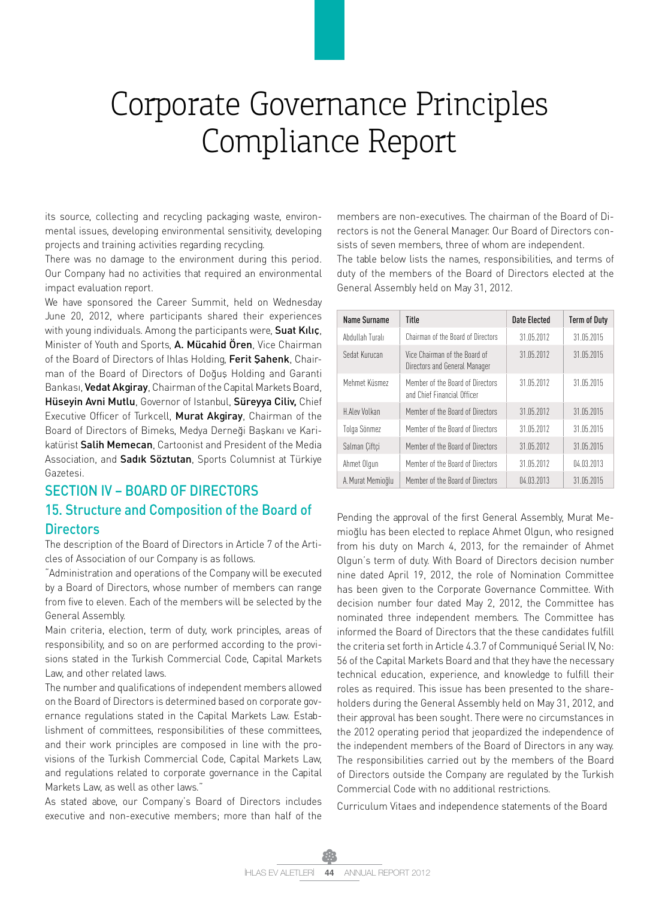# Corporate Governance Principles Compliance Report

its source, collecting and recycling packaging waste, environmental issues, developing environmental sensitivity, developing projects and training activities regarding recycling.

There was no damage to the environment during this period. Our Company had no activities that required an environmental impact evaluation report.

We have sponsored the Career Summit, held on Wednesday June 20, 2012, where participants shared their experiences with young individuals. Among the participants were, **Suat Kılıç**, Minister of Youth and Sports, **A. Mücahid Ören**, Vice Chairman of the Board of Directors of Ihlas Holding, **Ferit Şahenk**, Chairman of the Board of Directors of Doğuş Holding and Garanti Bankası, **Vedat Akgiray**, Chairman of the Capital Markets Board, **Hüseyin Avni Mutlu**, Governor of Istanbul, **Süreyya Ciliv,** Chief Executive Officer of Turkcell, **Murat Akgiray**, Chairman of the Board of Directors of Bimeks, Medya Derneği Başkanı ve Karikatürist **Salih Memecan**, Cartoonist and President of the Media Association, and **Sadık Söztutan**, Sports Columnist at Türkiye Gazetesi.

## SECTION IV – BOARD OF DIRECTORS

## 15. Structure and Composition of the Board of Directors

The description of the Board of Directors in Article 7 of the Articles of Association of our Company is as follows.

"Administration and operations of the Company will be executed by a Board of Directors, whose number of members can range from five to eleven. Each of the members will be selected by the General Assembly.

Main criteria, election, term of duty, work principles, areas of responsibility, and so on are performed according to the provisions stated in the Turkish Commercial Code, Capital Markets Law, and other related laws.

The number and qualifications of independent members allowed on the Board of Directors is determined based on corporate governance regulations stated in the Capital Markets Law. Establishment of committees, responsibilities of these committees, and their work principles are composed in line with the provisions of the Turkish Commercial Code, Capital Markets Law, and regulations related to corporate governance in the Capital Markets Law, as well as other laws."

As stated above, our Company's Board of Directors includes executive and non-executive members; more than half of the members are non-executives. The chairman of the Board of Directors is not the General Manager. Our Board of Directors consists of seven members, three of whom are independent.

The table below lists the names, responsibilities, and terms of duty of the members of the Board of Directors elected at the General Assembly held on May 31, 2012.

| Name Surname | Title | Date Elected | Term of Duty |
|---|---|---|---|
| Abdullah Turalı | Chairman of the Board of Directors | 31.05.2012 | 31.05.2015 |
| Sedat Kurucan | Vice Chairman of the Board of Directors and General Manager | 31.05.2012 | 31.05.2015 |
| Mehmet Küsmez | Member of the Board of Directors and Chief Financial Officer | 31.05.2012 | 31.05.2015 |
| H.Alev Volkan | Member of the Board of Directors | 31.05.2012 | 31.05.2015 |
| Tolga Sönmez | Member of the Board of Directors | 31.05.2012 | 31.05.2015 |
| Salman Çiftçi | Member of the Board of Directors | 31.05.2012 | 31.05.2015 |
| Ahmet Olgun | Member of the Board of Directors | 31.05.2012 | 04.03.2013 |
| A.Murat Memioğlu | Member of the Board of Directors | 04.03.2013 | 31.05.2015 |

Pending the approval of the first General Assembly, Murat Memioğlu has been elected to replace Ahmet Olgun, who resigned from his duty on March 4, 2013, for the remainder of Ahmet Olgun's term of duty. With Board of Directors decision number nine dated April 19, 2012, the role of Nomination Committee has been given to the Corporate Governance Committee. With decision number four dated May 2, 2012, the Committee has nominated three independent members. The Committee has informed the Board of Directors that the these candidates fulfill the criteria set forth in Article 4.3.7 of Communiqué Serial IV, No: 56 of the Capital Markets Board and that they have the necessary technical education, experience, and knowledge to fulfill their roles as required. This issue has been presented to the shareholders during the General Assembly held on May 31, 2012, and their approval has been sought. There were no circumstances in the 2012 operating period that jeopardized the independence of the independent members of the Board of Directors in any way. The responsibilities carried out by the members of the Board of Directors outside the Company are regulated by the Turkish Commercial Code with no additional restrictions.

Curriculum Vitaes and independence statements of the Board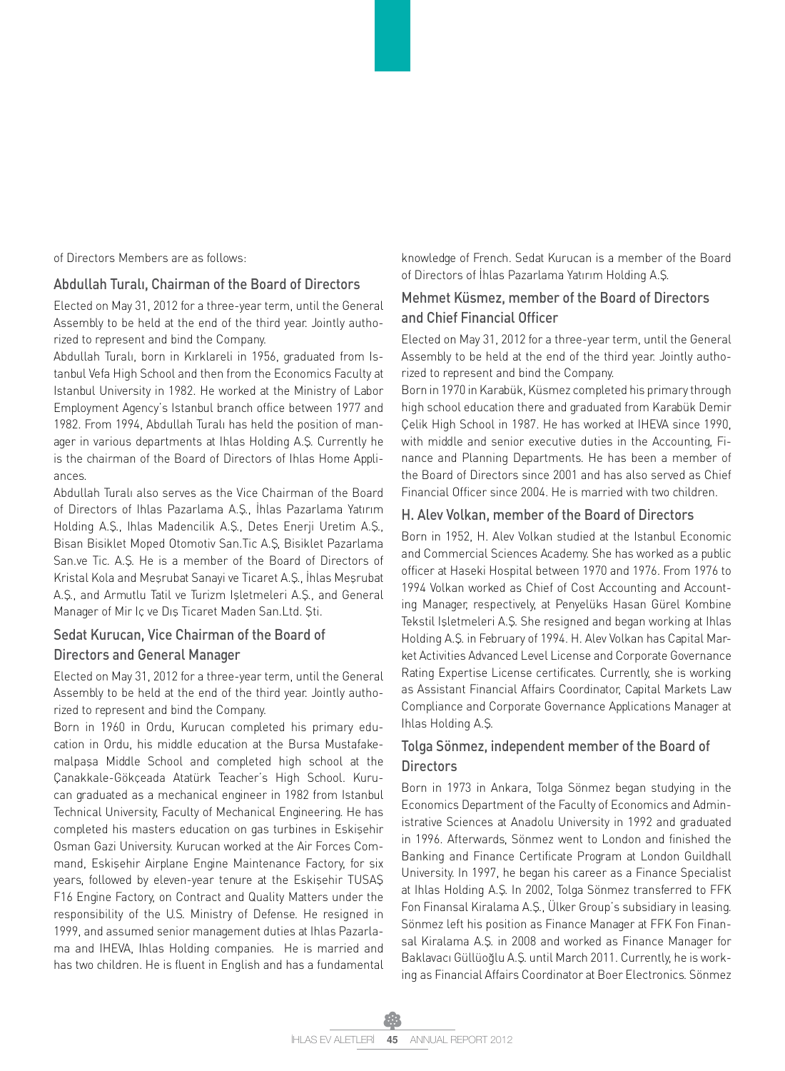of Directors Members are as follows:

### Abdullah Turalı, Chairman of the Board of Directors

Elected on May 31, 2012 for a three-year term, until the General Assembly to be held at the end of the third year. Jointly authorized to represent and bind the Company.

Abdullah Turalı, born in Kırklareli in 1956, graduated from Istanbul Vefa High School and then from the Economics Faculty at Istanbul University in 1982. He worked at the Ministry of Labor Employment Agency's Istanbul branch office between 1977 and 1982. From 1994, Abdullah Turalı has held the position of manager in various departments at Ihlas Holding A.Ş. Currently he is the chairman of the Board of Directors of Ihlas Home Appliances.

Abdullah Turalı also serves as the Vice Chairman of the Board of Directors of Ihlas Pazarlama A.Ş., İhlas Pazarlama Yatırım Holding A.Ş., Ihlas Madencilik A.Ş., Detes Enerji Uretim A.Ş., Bisan Bisiklet Moped Otomotiv San.Tic A.Ş, Bisiklet Pazarlama San.ve Tic. A.Ş. He is a member of the Board of Directors of Kristal Kola and Meşrubat Sanayi ve Ticaret A.Ş., İhlas Meşrubat A.Ş., and Armutlu Tatil ve Turizm Işletmeleri A.Ş., and General Manager of Mir Iç ve Dış Ticaret Maden San.Ltd. Şti.

### Sedat Kurucan, Vice Chairman of the Board of Directors and General Manager

Elected on May 31, 2012 for a three-year term, until the General Assembly to be held at the end of the third year. Jointly authorized to represent and bind the Company.

Born in 1960 in Ordu, Kurucan completed his primary education in Ordu, his middle education at the Bursa Mustafakemalpaşa Middle School and completed high school at the Çanakkale-Gökçeada Atatürk Teacher's High School. Kurucan graduated as a mechanical engineer in 1982 from Istanbul Technical University, Faculty of Mechanical Engineering. He has completed his masters education on gas turbines in Eskişehir Osman Gazi University. Kurucan worked at the Air Forces Command, Eskişehir Airplane Engine Maintenance Factory, for six years, followed by eleven-year tenure at the Eskişehir TUSAŞ F16 Engine Factory, on Contract and Quality Matters under the responsibility of the U.S. Ministry of Defense. He resigned in 1999, and assumed senior management duties at Ihlas Pazarlama and IHEVA, Ihlas Holding companies. He is married and has two children. He is fluent in English and has a fundamental knowledge of French. Sedat Kurucan is a member of the Board of Directors of İhlas Pazarlama Yatırım Holding A.Ş.

### Mehmet Küsmez, member of the Board of Directors and Chief Financial Officer

Elected on May 31, 2012 for a three-year term, until the General Assembly to be held at the end of the third year. Jointly authorized to represent and bind the Company.

Born in 1970 in Karabük, Küsmez completed his primary through high school education there and graduated from Karabük Demir Çelik High School in 1987. He has worked at IHEVA since 1990, with middle and senior executive duties in the Accounting, Finance and Planning Departments. He has been a member of the Board of Directors since 2001 and has also served as Chief Financial Officer since 2004. He is married with two children.

### H. Alev Volkan, member of the Board of Directors

Born in 1952, H. Alev Volkan studied at the Istanbul Economic and Commercial Sciences Academy. She has worked as a public officer at Haseki Hospital between 1970 and 1976. From 1976 to 1994 Volkan worked as Chief of Cost Accounting and Accounting Manager, respectively, at Penyelüks Hasan Gürel Kombine Tekstil Işletmeleri A.Ş. She resigned and began working at Ihlas Holding A.Ş. in February of 1994. H. Alev Volkan has Capital Market Activities Advanced Level License and Corporate Governance Rating Expertise License certificates. Currently, she is working as Assistant Financial Affairs Coordinator, Capital Markets Law Compliance and Corporate Governance Applications Manager at Ihlas Holding A.Ş.

### Tolga Sönmez, independent member of the Board of Directors

Born in 1973 in Ankara, Tolga Sönmez began studying in the Economics Department of the Faculty of Economics and Administrative Sciences at Anadolu University in 1992 and graduated in 1996. Afterwards, Sönmez went to London and finished the Banking and Finance Certificate Program at London Guildhall University. In 1997, he began his career as a Finance Specialist at Ihlas Holding A.Ş. In 2002, Tolga Sönmez transferred to FFK Fon Finansal Kiralama A.Ş., Ülker Group's subsidiary in leasing. Sönmez left his position as Finance Manager at FFK Fon Finansal Kiralama A.Ş. in 2008 and worked as Finance Manager for Baklavacı Güllüoğlu A.Ş. until March 2011. Currently, he is working as Financial Affairs Coordinator at Boer Electronics. Sönmez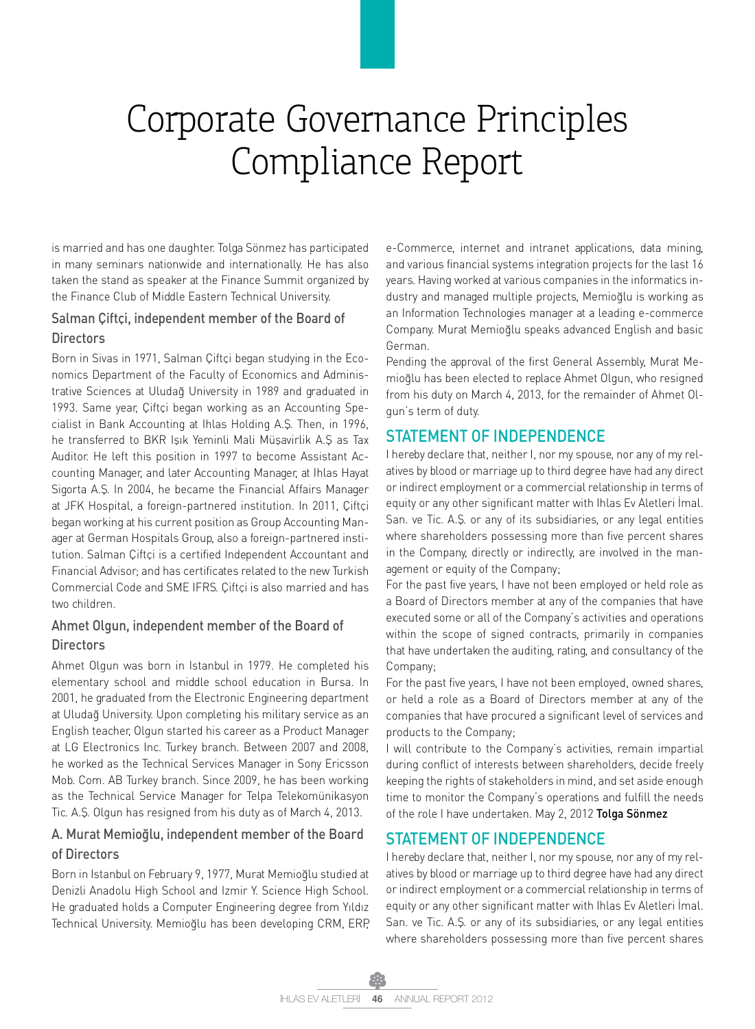# Corporate Governance Principles Compliance Report

is married and has one daughter. Tolga Sönmez has participated in many seminars nationwide and internationally. He has also taken the stand as speaker at the Finance Summit organized by the Finance Club of Middle Eastern Technical University.

### Salman Çiftçi, independent member of the Board of Directors

Born in Sivas in 1971, Salman Çiftçi began studying in the Economics Department of the Faculty of Economics and Administrative Sciences at Uludağ University in 1989 and graduated in 1993. Same year, Çiftçi began working as an Accounting Specialist in Bank Accounting at Ihlas Holding A.Ş. Then, in 1996, he transferred to BKR Işık Yeminli Mali Müşavirlik A.Ş as Tax Auditor. He left this position in 1997 to become Assistant Accounting Manager, and later Accounting Manager, at Ihlas Hayat Sigorta A.Ş. In 2004, he became the Financial Affairs Manager at JFK Hospital, a foreign-partnered institution. In 2011, Çiftçi began working at his current position as Group Accounting Manager at German Hospitals Group, also a foreign-partnered institution. Salman Çiftçi is a certified Independent Accountant and Financial Advisor; and has certificates related to the new Turkish Commercial Code and SME IFRS. Çiftçi is also married and has two children.

### Ahmet Olgun, independent member of the Board of Directors

Ahmet Olgun was born in Istanbul in 1979. He completed his elementary school and middle school education in Bursa. In 2001, he graduated from the Electronic Engineering department at Uludağ University. Upon completing his military service as an English teacher, Olgun started his career as a Product Manager at LG Electronics Inc. Turkey branch. Between 2007 and 2008, he worked as the Technical Services Manager in Sony Ericsson Mob. Com. AB Turkey branch. Since 2009, he has been working as the Technical Service Manager for Telpa Telekomünikasyon Tic. A.Ş. Olgun has resigned from his duty as of March 4, 2013.

### A. Murat Memioğlu, independent member of the Board of Directors

Born in Istanbul on February 9, 1977, Murat Memioğlu studied at Denizli Anadolu High School and Izmir Y. Science High School. He graduated holds a Computer Engineering degree from Yıldız Technical University. Memioğlu has been developing CRM, ERP, e-Commerce, internet and intranet applications, data mining, and various financial systems integration projects for the last 16 years. Having worked at various companies in the informatics industry and managed multiple projects, Memioğlu is working as an Information Technologies manager at a leading e-commerce Company. Murat Memioğlu speaks advanced English and basic German.

Pending the approval of the first General Assembly, Murat Memioğlu has been elected to replace Ahmet Olgun, who resigned from his duty on March 4, 2013, for the remainder of Ahmet Olgun's term of duty.

## STATEMENT OF INDEPENDENCE

I hereby declare that, neither I, nor my spouse, nor any of my relatives by blood or marriage up to third degree have had any direct or indirect employment or a commercial relationship in terms of equity or any other significant matter with Ihlas Ev Aletleri İmal. San. ve Tic. A.Ş. or any of its subsidiaries, or any legal entities where shareholders possessing more than five percent shares in the Company, directly or indirectly, are involved in the management or equity of the Company;

For the past five years, I have not been employed or held role as a Board of Directors member at any of the companies that have executed some or all of the Company's activities and operations within the scope of signed contracts, primarily in companies that have undertaken the auditing, rating, and consultancy of the Company;

For the past five years, I have not been employed, owned shares, or held a role as a Board of Directors member at any of the companies that have procured a significant level of services and products to the Company;

I will contribute to the Company's activities, remain impartial during conflict of interests between shareholders, decide freely keeping the rights of stakeholders in mind, and set aside enough time to monitor the Company's operations and fulfill the needs of the role I have undertaken. May 2, 2012 **Tolga Sönmez**

## STATEMENT OF INDEPENDENCE

I hereby declare that, neither I, nor my spouse, nor any of my relatives by blood or marriage up to third degree have had any direct or indirect employment or a commercial relationship in terms of equity or any other significant matter with Ihlas Ev Aletleri İmal. San. ve Tic. A.Ş. or any of its subsidiaries, or any legal entities where shareholders possessing more than five percent shares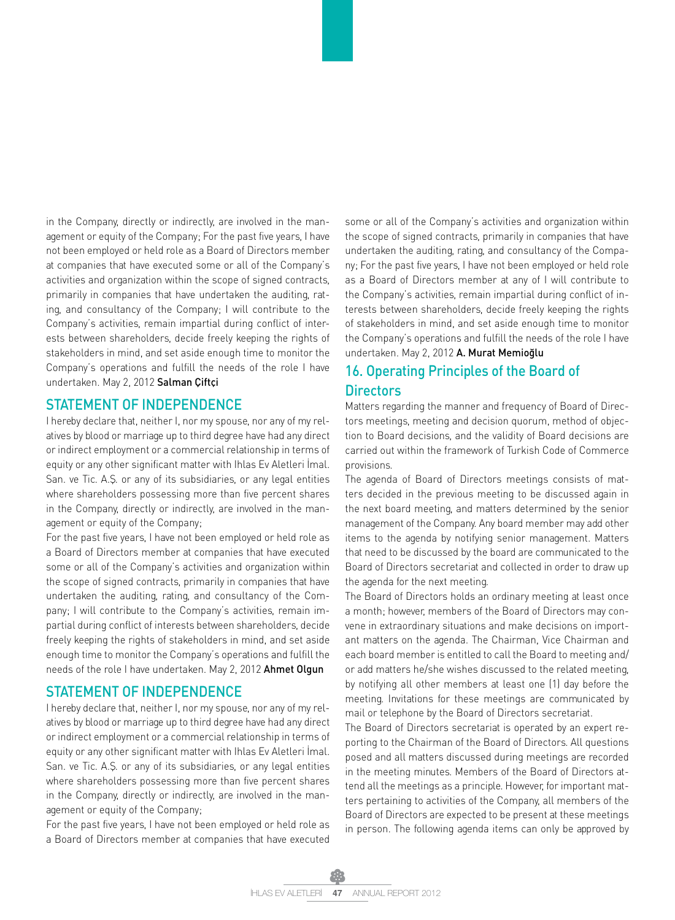in the Company, directly or indirectly, are involved in the management or equity of the Company; For the past five years, I have not been employed or held role as a Board of Directors member at companies that have executed some or all of the Company's activities and organization within the scope of signed contracts, primarily in companies that have undertaken the auditing, rating, and consultancy of the Company; I will contribute to the Company's activities, remain impartial during conflict of interests between shareholders, decide freely keeping the rights of stakeholders in mind, and set aside enough time to monitor the Company's operations and fulfill the needs of the role I have undertaken. May 2, 2012 **Salman Çiftçi**

## STATEMENT OF INDEPENDENCE

I hereby declare that, neither I, nor my spouse, nor any of my relatives by blood or marriage up to third degree have had any direct or indirect employment or a commercial relationship in terms of equity or any other significant matter with Ihlas Ev Aletleri İmal. San. ve Tic. A.Ş. or any of its subsidiaries, or any legal entities where shareholders possessing more than five percent shares in the Company, directly or indirectly, are involved in the management or equity of the Company;

For the past five years, I have not been employed or held role as a Board of Directors member at companies that have executed some or all of the Company's activities and organization within the scope of signed contracts, primarily in companies that have undertaken the auditing, rating, and consultancy of the Company; I will contribute to the Company's activities, remain impartial during conflict of interests between shareholders, decide freely keeping the rights of stakeholders in mind, and set aside enough time to monitor the Company's operations and fulfill the needs of the role I have undertaken. May 2, 2012 **Ahmet Olgun**

## STATEMENT OF INDEPENDENCE

I hereby declare that, neither I, nor my spouse, nor any of my relatives by blood or marriage up to third degree have had any direct or indirect employment or a commercial relationship in terms of equity or any other significant matter with Ihlas Ev Aletleri İmal. San. ve Tic. A.Ş. or any of its subsidiaries, or any legal entities where shareholders possessing more than five percent shares in the Company, directly or indirectly, are involved in the management or equity of the Company;

For the past five years, I have not been employed or held role as a Board of Directors member at companies that have executed some or all of the Company's activities and organization within the scope of signed contracts, primarily in companies that have undertaken the auditing, rating, and consultancy of the Company; For the past five years, I have not been employed or held role as a Board of Directors member at any of I will contribute to the Company's activities, remain impartial during conflict of interests between shareholders, decide freely keeping the rights of stakeholders in mind, and set aside enough time to monitor the Company's operations and fulfill the needs of the role I have undertaken. May 2, 2012 **A. Murat Memioğlu**

## 16. Operating Principles of the Board of Directors

Matters regarding the manner and frequency of Board of Directors meetings, meeting and decision quorum, method of objection to Board decisions, and the validity of Board decisions are carried out within the framework of Turkish Code of Commerce provisions.

The agenda of Board of Directors meetings consists of matters decided in the previous meeting to be discussed again in the next board meeting, and matters determined by the senior management of the Company. Any board member may add other items to the agenda by notifying senior management. Matters that need to be discussed by the board are communicated to the Board of Directors secretariat and collected in order to draw up the agenda for the next meeting.

The Board of Directors holds an ordinary meeting at least once a month; however, members of the Board of Directors may convene in extraordinary situations and make decisions on important matters on the agenda. The Chairman, Vice Chairman and each board member is entitled to call the Board to meeting and/or add matters he/she wishes discussed to the related meeting, by notifying all other members at least one (1) day before the meeting. Invitations for these meetings are communicated by mail or telephone by the Board of Directors secretariat.

The Board of Directors secretariat is operated by an expert reporting to the Chairman of the Board of Directors. All questions posed and all matters discussed during meetings are recorded in the meeting minutes. Members of the Board of Directors attend all the meetings as a principle. However, for important matters pertaining to activities of the Company, all members of the Board of Directors are expected to be present at these meetings in person. The following agenda items can only be approved by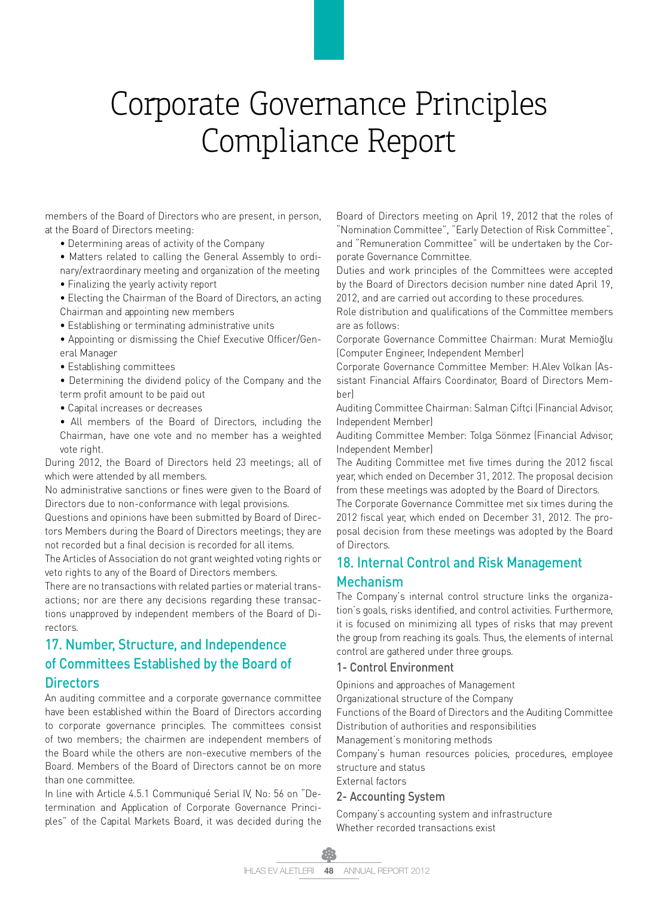# Corporate Governance Principles Compliance Report

members of the Board of Directors who are present, in person, at the Board of Directors meeting:

- Determining areas of activity of the Company
- Matters related to calling the General Assembly to ordinary/extraordinary meeting and organization of the meeting
- Finalizing the yearly activity report
- Electing the Chairman of the Board of Directors, an acting Chairman and appointing new members
- Establishing or terminating administrative units
- Appointing or dismissing the Chief Executive Officer/General Manager
- Establishing committees
- Determining the dividend policy of the Company and the term profit amount to be paid out
- Capital increases or decreases
- All members of the Board of Directors, including the Chairman, have one vote and no member has a weighted vote right.

During 2012, the Board of Directors held 23 meetings; all of which were attended by all members.

No administrative sanctions or fines were given to the Board of Directors due to non-conformance with legal provisions.

Questions and opinions have been submitted by Board of Directors Members during the Board of Directors meetings; they are not recorded but a final decision is recorded for all items.

The Articles of Association do not grant weighted voting rights or veto rights to any of the Board of Directors members.

There are no transactions with related parties or material transactions; nor are there any decisions regarding these transactions unapproved by independent members of the Board of Directors.

## 17. Number, Structure, and Independence of Committees Established by the Board of Directors

An auditing committee and a corporate governance committee have been established within the Board of Directors according to corporate governance principles. The committees consist of two members; the chairmen are independent members of the Board while the others are non-executive members of the Board. Members of the Board of Directors cannot be on more than one committee.

In line with Article 4.5.1 Communiqué Serial IV, No: 56 on "Determination and Application of Corporate Governance Principles" of the Capital Markets Board, it was decided during the Board of Directors meeting on April 19, 2012 that the roles of "Nomination Committee", "Early Detection of Risk Committee", and "Remuneration Committee" will be undertaken by the Corporate Governance Committee.

Duties and work principles of the Committees were accepted by the Board of Directors decision number nine dated April 19, 2012, and are carried out according to these procedures.

Role distribution and qualifications of the Committee members are as follows:

Corporate Governance Committee Chairman: Murat Memioğlu (Computer Engineer, Independent Member)

Corporate Governance Committee Member: H.Alev Volkan (Assistant Financial Affairs Coordinator, Board of Directors Member)

Auditing Committee Chairman: Salman Çiftçi (Financial Advisor, Independent Member)

Auditing Committee Member: Tolga Sönmez (Financial Advisor, Independent Member)

The Auditing Committee met five times during the 2012 fiscal year, which ended on December 31, 2012. The proposal decision from these meetings was adopted by the Board of Directors.

The Corporate Governance Committee met six times during the 2012 fiscal year, which ended on December 31, 2012. The proposal decision from these meetings was adopted by the Board of Directors.

## 18. Internal Control and Risk Management Mechanism

The Company's internal control structure links the organization's goals, risks identified, and control activities. Furthermore, it is focused on minimizing all types of risks that may prevent the group from reaching its goals. Thus, the elements of internal control are gathered under three groups.

### 1- Control Environment

Opinions and approaches of Management

Organizational structure of the Company

Functions of the Board of Directors and the Auditing Committee

Distribution of authorities and responsibilities

Management's monitoring methods

Company's human resources policies, procedures, employee structure and status

External factors

### 2- Accounting System

Company's accounting system and infrastructure

Whether recorded transactions exist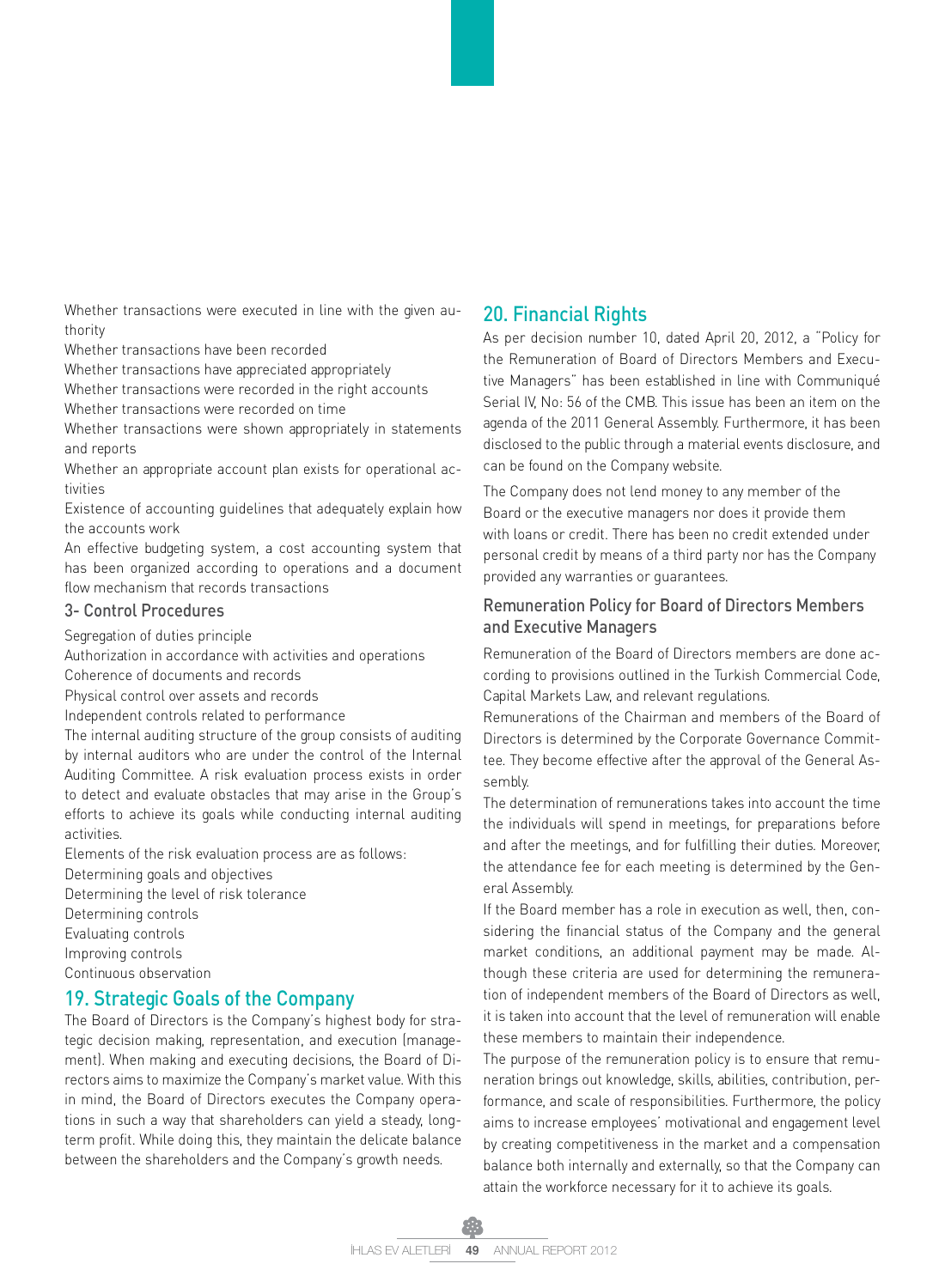Whether transactions were executed in line with the given authority

Whether transactions have been recorded

Whether transactions have appreciated appropriately

Whether transactions were recorded in the right accounts

Whether transactions were recorded on time

Whether transactions were shown appropriately in statements and reports

Whether an appropriate account plan exists for operational activities

Existence of accounting guidelines that adequately explain how the accounts work

An effective budgeting system, a cost accounting system that has been organized according to operations and a document flow mechanism that records transactions

### 3- Control Procedures

Segregation of duties principle

Authorization in accordance with activities and operations

Coherence of documents and records

Physical control over assets and records

Independent controls related to performance

The internal auditing structure of the group consists of auditing by internal auditors who are under the control of the Internal Auditing Committee. A risk evaluation process exists in order to detect and evaluate obstacles that may arise in the Group's efforts to achieve its goals while conducting internal auditing activities.

Elements of the risk evaluation process are as follows:

Determining goals and objectives

Determining the level of risk tolerance

Determining controls

Evaluating controls

Improving controls

Continuous observation

## 19. Strategic Goals of the Company

The Board of Directors is the Company's highest body for strategic decision making, representation, and execution (management). When making and executing decisions, the Board of Directors aims to maximize the Company's market value. With this in mind, the Board of Directors executes the Company operations in such a way that shareholders can yield a steady, long-term profit. While doing this, they maintain the delicate balance between the shareholders and the Company's growth needs.

## 20. Financial Rights

As per decision number 10, dated April 20, 2012, a "Policy for the Remuneration of Board of Directors Members and Executive Managers" has been established in line with Communiqué Serial IV, No: 56 of the CMB. This issue has been an item on the agenda of the 2011 General Assembly. Furthermore, it has been disclosed to the public through a material events disclosure, and can be found on the Company website.

The Company does not lend money to any member of the Board or the executive managers nor does it provide them with loans or credit. There has been no credit extended under personal credit by means of a third party nor has the Company provided any warranties or guarantees.

### Remuneration Policy for Board of Directors Members and Executive Managers

Remuneration of the Board of Directors members are done according to provisions outlined in the Turkish Commercial Code, Capital Markets Law, and relevant regulations.

Remunerations of the Chairman and members of the Board of Directors is determined by the Corporate Governance Committee. They become effective after the approval of the General Assembly.

The determination of remunerations takes into account the time the individuals will spend in meetings, for preparations before and after the meetings, and for fulfilling their duties. Moreover, the attendance fee for each meeting is determined by the General Assembly.

If the Board member has a role in execution as well, then, considering the financial status of the Company and the general market conditions, an additional payment may be made. Although these criteria are used for determining the remuneration of independent members of the Board of Directors as well, it is taken into account that the level of remuneration will enable these members to maintain their independence.

The purpose of the remuneration policy is to ensure that remuneration brings out knowledge, skills, abilities, contribution, performance, and scale of responsibilities. Furthermore, the policy aims to increase employees' motivational and engagement level by creating competitiveness in the market and a compensation balance both internally and externally, so that the Company can attain the workforce necessary for it to achieve its goals.